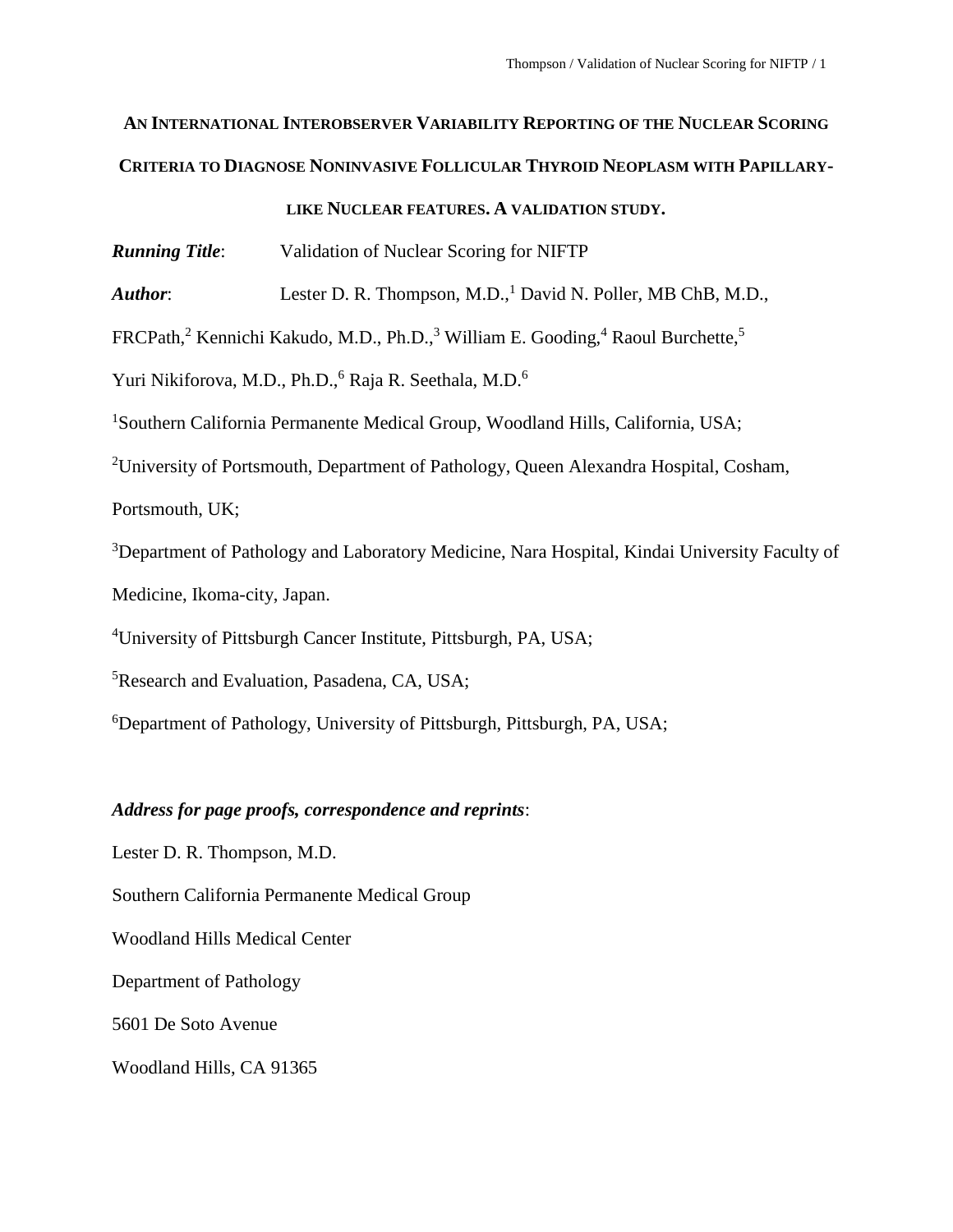# An International Interobserver Variability Reporting of the Nuclear Scoring Criteria to Diagnose Noninvasive Follicular Thyroid Neoplasm with Papillary-like Nuclear features. A validation study.

***Running Title***: Validation of Nuclear Scoring for NIFTP

***Author***: Lester D. R. Thompson, M.D.,[1] David N. Poller, MB ChB, M.D., FRCPath,[2] Kennichi Kakudo, M.D., Ph.D.,[3] William E. Gooding,[4] Raoul Burchette,[5] Yuri Nikiforova, M.D., Ph.D.,[6] Raja R. Seethala, M.D.[6]

[1]Southern California Permanente Medical Group, Woodland Hills, California, USA;

[2]University of Portsmouth, Department of Pathology, Queen Alexandra Hospital, Cosham, Portsmouth, UK;

[3]Department of Pathology and Laboratory Medicine, Nara Hospital, Kindai University Faculty of Medicine, Ikoma-city, Japan.

[4]University of Pittsburgh Cancer Institute, Pittsburgh, PA, USA;

[5]Research and Evaluation, Pasadena, CA, USA;

[6]Department of Pathology, University of Pittsburgh, Pittsburgh, PA, USA;

***Address for page proofs, correspondence and reprints***:

Lester D. R. Thompson, M.D.

Southern California Permanente Medical Group

Woodland Hills Medical Center

Department of Pathology

5601 De Soto Avenue

Woodland Hills, CA 91365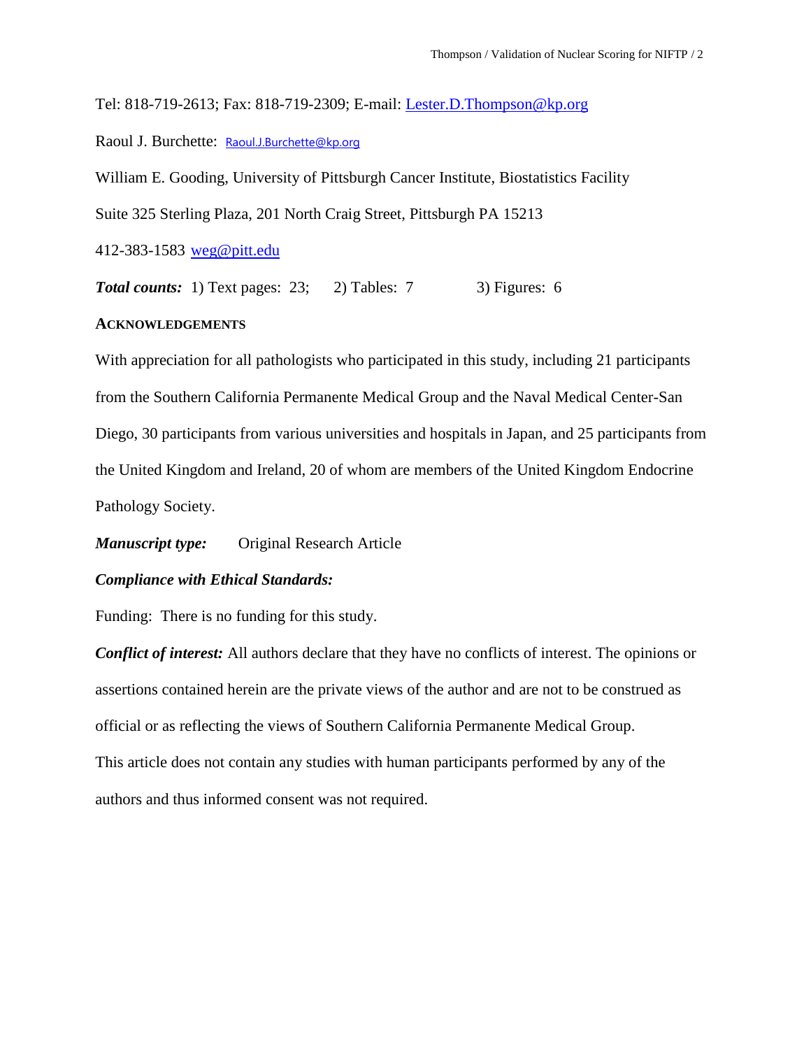Tel: 818-719-2613; Fax: 818-719-2309; E-mail: Lester.D.Thompson@kp.org

Raoul J. Burchette: Raoul.J.Burchette@kp.org

William E. Gooding, University of Pittsburgh Cancer Institute, Biostatistics Facility

Suite 325 Sterling Plaza, 201 North Craig Street, Pittsburgh PA 15213

412-383-1583 weg@pitt.edu

***Total counts:*** 1) Text pages: 23; 2) Tables: 7 3) Figures: 6

## ACKNOWLEDGEMENTS

With appreciation for all pathologists who participated in this study, including 21 participants from the Southern California Permanente Medical Group and the Naval Medical Center-San Diego, 30 participants from various universities and hospitals in Japan, and 25 participants from the United Kingdom and Ireland, 20 of whom are members of the United Kingdom Endocrine Pathology Society.

***Manuscript type:*** Original Research Article

***Compliance with Ethical Standards:***

Funding: There is no funding for this study.

***Conflict of interest:*** All authors declare that they have no conflicts of interest. The opinions or assertions contained herein are the private views of the author and are not to be construed as official or as reflecting the views of Southern California Permanente Medical Group.

This article does not contain any studies with human participants performed by any of the authors and thus informed consent was not required.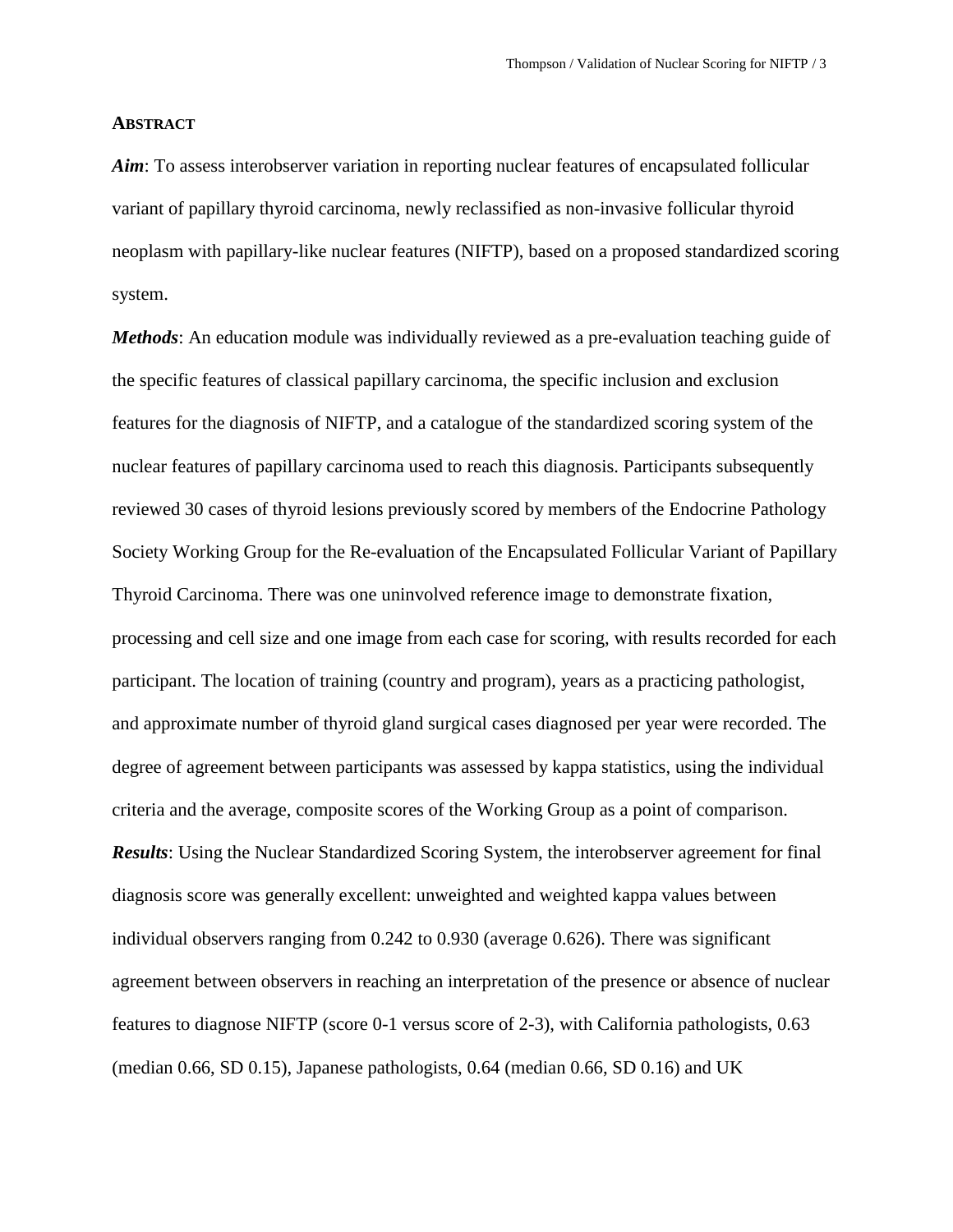## Abstract

***Aim***: To assess interobserver variation in reporting nuclear features of encapsulated follicular variant of papillary thyroid carcinoma, newly reclassified as non-invasive follicular thyroid neoplasm with papillary-like nuclear features (NIFTP), based on a proposed standardized scoring system.

***Methods***: An education module was individually reviewed as a pre-evaluation teaching guide of the specific features of classical papillary carcinoma, the specific inclusion and exclusion features for the diagnosis of NIFTP, and a catalogue of the standardized scoring system of the nuclear features of papillary carcinoma used to reach this diagnosis. Participants subsequently reviewed 30 cases of thyroid lesions previously scored by members of the Endocrine Pathology Society Working Group for the Re-evaluation of the Encapsulated Follicular Variant of Papillary Thyroid Carcinoma. There was one uninvolved reference image to demonstrate fixation, processing and cell size and one image from each case for scoring, with results recorded for each participant. The location of training (country and program), years as a practicing pathologist, and approximate number of thyroid gland surgical cases diagnosed per year were recorded. The degree of agreement between participants was assessed by kappa statistics, using the individual criteria and the average, composite scores of the Working Group as a point of comparison.

***Results***: Using the Nuclear Standardized Scoring System, the interobserver agreement for final diagnosis score was generally excellent: unweighted and weighted kappa values between individual observers ranging from 0.242 to 0.930 (average 0.626). There was significant agreement between observers in reaching an interpretation of the presence or absence of nuclear features to diagnose NIFTP (score 0-1 versus score of 2-3), with California pathologists, 0.63 (median 0.66, SD 0.15), Japanese pathologists, 0.64 (median 0.66, SD 0.16) and UK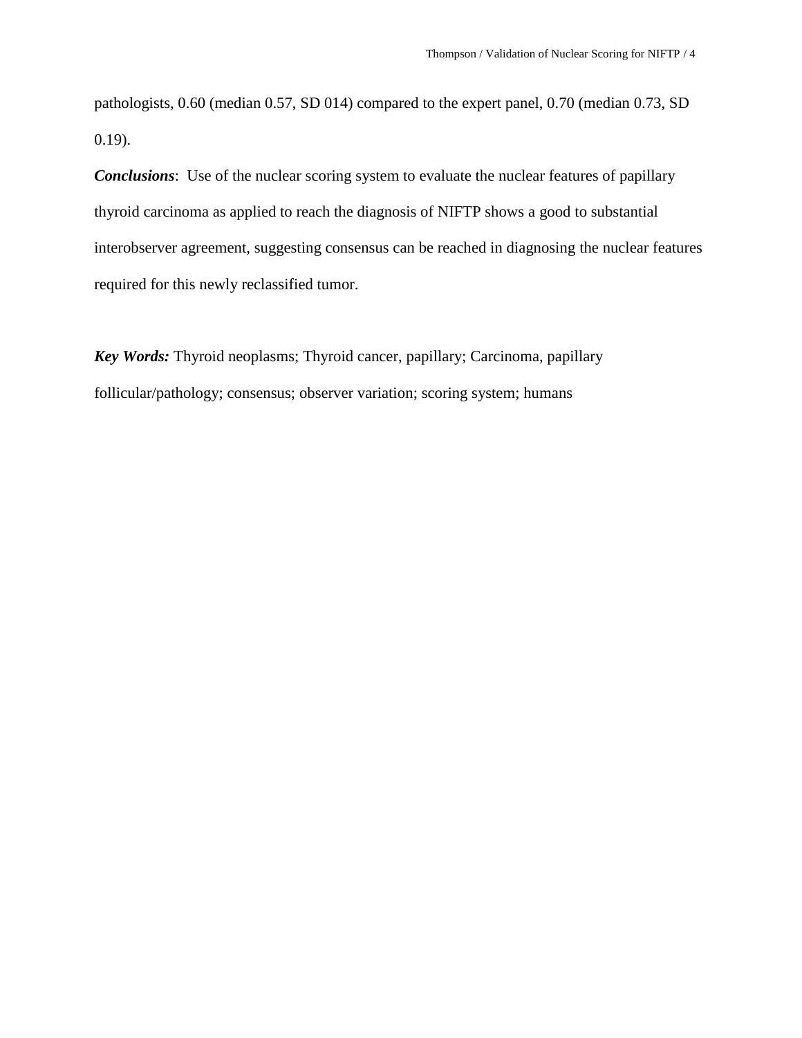pathologists, 0.60 (median 0.57, SD 014) compared to the expert panel, 0.70 (median 0.73, SD 0.19).

***Conclusions***: Use of the nuclear scoring system to evaluate the nuclear features of papillary thyroid carcinoma as applied to reach the diagnosis of NIFTP shows a good to substantial interobserver agreement, suggesting consensus can be reached in diagnosing the nuclear features required for this newly reclassified tumor.

***Key Words:*** Thyroid neoplasms; Thyroid cancer, papillary; Carcinoma, papillary follicular/pathology; consensus; observer variation; scoring system; humans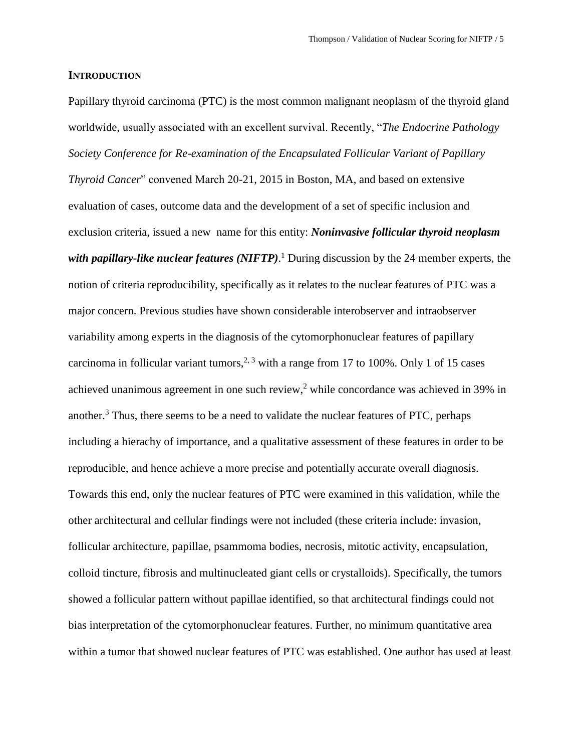## INTRODUCTION

Papillary thyroid carcinoma (PTC) is the most common malignant neoplasm of the thyroid gland worldwide, usually associated with an excellent survival. Recently, "*The Endocrine Pathology Society Conference for Re-examination of the Encapsulated Follicular Variant of Papillary Thyroid Cancer*" convened March 20-21, 2015 in Boston, MA, and based on extensive evaluation of cases, outcome data and the development of a set of specific inclusion and exclusion criteria, issued a new name for this entity: ***Noninvasive follicular thyroid neoplasm with papillary-like nuclear features (NIFTP)***.[1] During discussion by the 24 member experts, the notion of criteria reproducibility, specifically as it relates to the nuclear features of PTC was a major concern. Previous studies have shown considerable interobserver and intraobserver variability among experts in the diagnosis of the cytomorphonuclear features of papillary carcinoma in follicular variant tumors,[2, 3] with a range from 17 to 100%. Only 1 of 15 cases achieved unanimous agreement in one such review,[2] while concordance was achieved in 39% in another.[3] Thus, there seems to be a need to validate the nuclear features of PTC, perhaps including a hierachy of importance, and a qualitative assessment of these features in order to be reproducible, and hence achieve a more precise and potentially accurate overall diagnosis. Towards this end, only the nuclear features of PTC were examined in this validation, while the other architectural and cellular findings were not included (these criteria include: invasion, follicular architecture, papillae, psammoma bodies, necrosis, mitotic activity, encapsulation, colloid tincture, fibrosis and multinucleated giant cells or crystalloids). Specifically, the tumors showed a follicular pattern without papillae identified, so that architectural findings could not bias interpretation of the cytomorphonuclear features. Further, no minimum quantitative area within a tumor that showed nuclear features of PTC was established. One author has used at least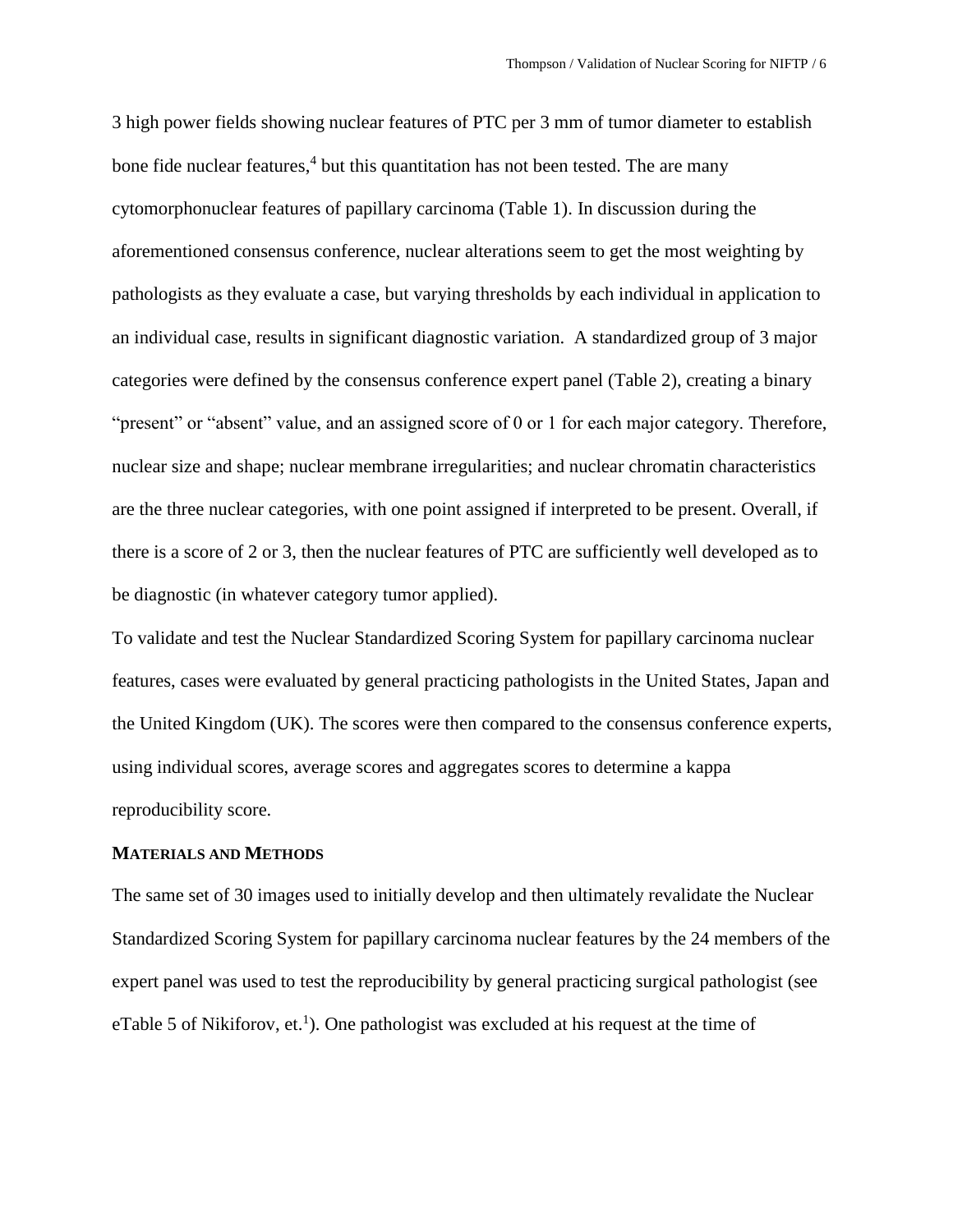3 high power fields showing nuclear features of PTC per 3 mm of tumor diameter to establish bone fide nuclear features,[4] but this quantitation has not been tested. The are many cytomorphonuclear features of papillary carcinoma (Table 1). In discussion during the aforementioned consensus conference, nuclear alterations seem to get the most weighting by pathologists as they evaluate a case, but varying thresholds by each individual in application to an individual case, results in significant diagnostic variation. A standardized group of 3 major categories were defined by the consensus conference expert panel (Table 2), creating a binary "present" or "absent" value, and an assigned score of 0 or 1 for each major category. Therefore, nuclear size and shape; nuclear membrane irregularities; and nuclear chromatin characteristics are the three nuclear categories, with one point assigned if interpreted to be present. Overall, if there is a score of 2 or 3, then the nuclear features of PTC are sufficiently well developed as to be diagnostic (in whatever category tumor applied).

To validate and test the Nuclear Standardized Scoring System for papillary carcinoma nuclear features, cases were evaluated by general practicing pathologists in the United States, Japan and the United Kingdom (UK). The scores were then compared to the consensus conference experts, using individual scores, average scores and aggregates scores to determine a kappa reproducibility score.

## MATERIALS AND METHODS

The same set of 30 images used to initially develop and then ultimately revalidate the Nuclear Standardized Scoring System for papillary carcinoma nuclear features by the 24 members of the expert panel was used to test the reproducibility by general practicing surgical pathologist (see eTable 5 of Nikiforov, et.[1]). One pathologist was excluded at his request at the time of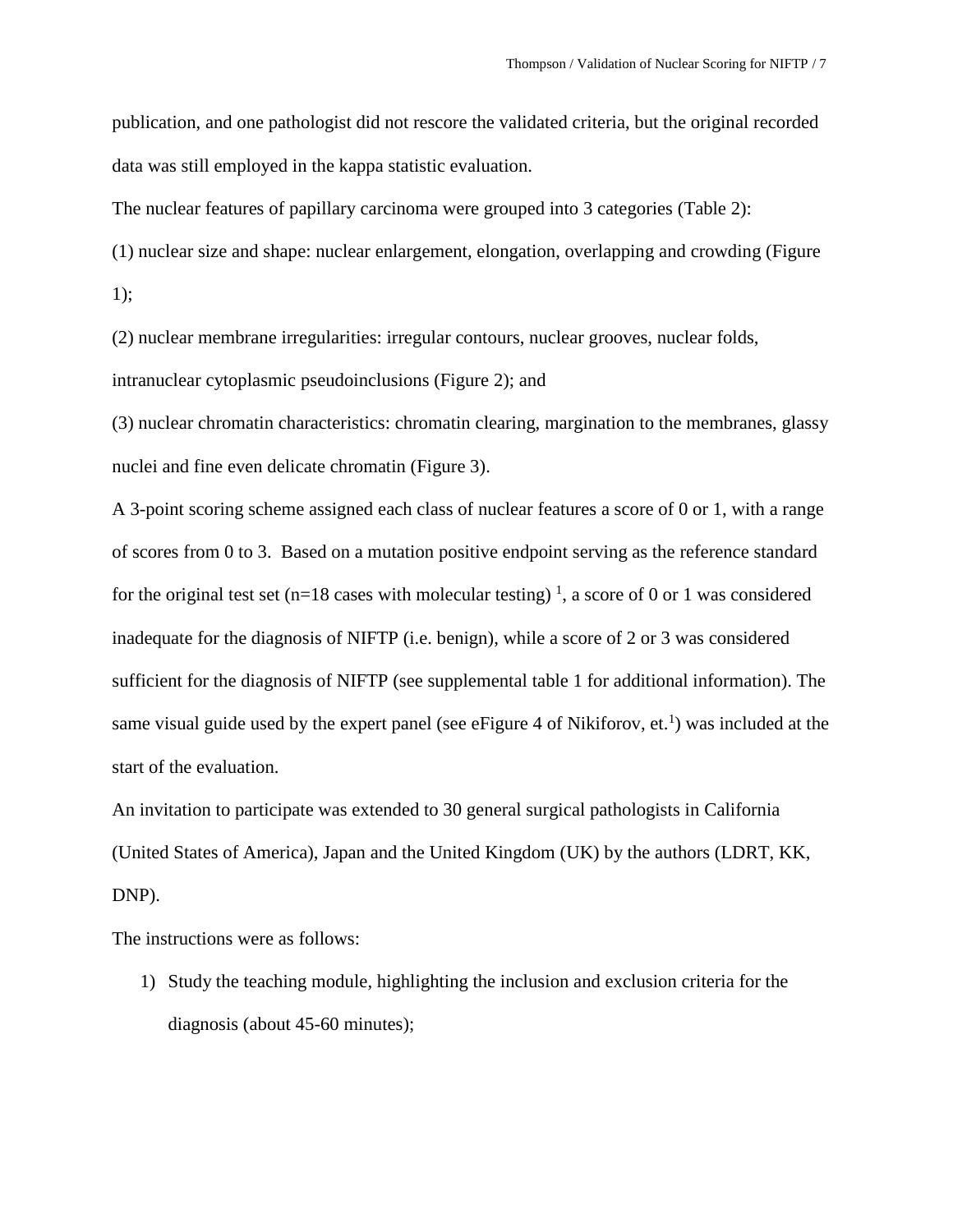publication, and one pathologist did not rescore the validated criteria, but the original recorded data was still employed in the kappa statistic evaluation.

The nuclear features of papillary carcinoma were grouped into 3 categories (Table 2):

(1) nuclear size and shape: nuclear enlargement, elongation, overlapping and crowding (Figure 1);

(2) nuclear membrane irregularities: irregular contours, nuclear grooves, nuclear folds, intranuclear cytoplasmic pseudoinclusions (Figure 2); and

(3) nuclear chromatin characteristics: chromatin clearing, margination to the membranes, glassy nuclei and fine even delicate chromatin (Figure 3).

A 3-point scoring scheme assigned each class of nuclear features a score of 0 or 1, with a range of scores from 0 to 3. Based on a mutation positive endpoint serving as the reference standard for the original test set (n=18 cases with molecular testing) [1], a score of 0 or 1 was considered inadequate for the diagnosis of NIFTP (i.e. benign), while a score of 2 or 3 was considered sufficient for the diagnosis of NIFTP (see supplemental table 1 for additional information). The same visual guide used by the expert panel (see eFigure 4 of Nikiforov, et.[1]) was included at the start of the evaluation.

An invitation to participate was extended to 30 general surgical pathologists in California (United States of America), Japan and the United Kingdom (UK) by the authors (LDRT, KK, DNP).

The instructions were as follows:

1) Study the teaching module, highlighting the inclusion and exclusion criteria for the diagnosis (about 45-60 minutes);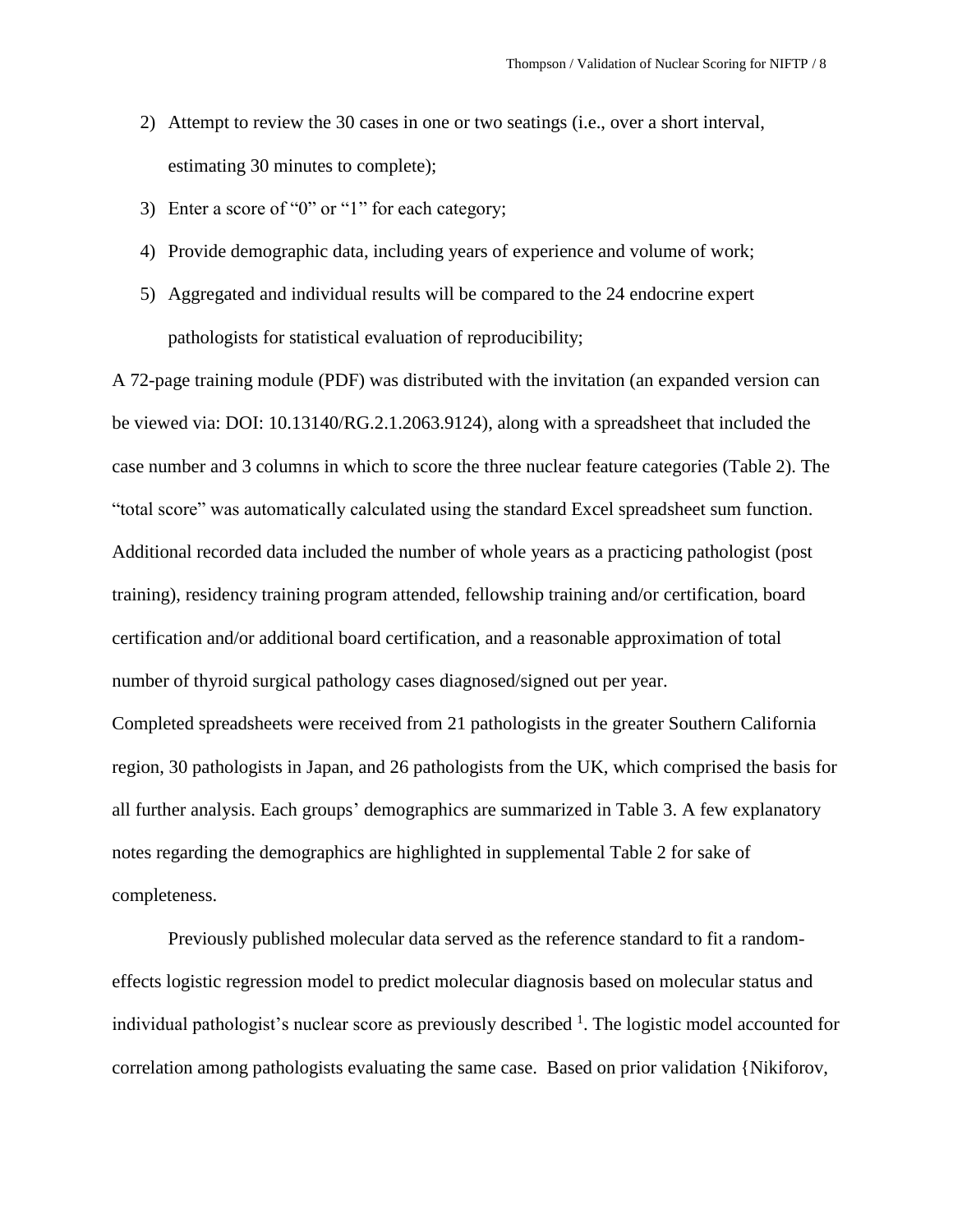2) Attempt to review the 30 cases in one or two seatings (i.e., over a short interval, estimating 30 minutes to complete);
3) Enter a score of "0" or "1" for each category;
4) Provide demographic data, including years of experience and volume of work;
5) Aggregated and individual results will be compared to the 24 endocrine expert pathologists for statistical evaluation of reproducibility;

A 72-page training module (PDF) was distributed with the invitation (an expanded version can be viewed via: DOI: 10.13140/RG.2.1.2063.9124), along with a spreadsheet that included the case number and 3 columns in which to score the three nuclear feature categories (Table 2). The "total score" was automatically calculated using the standard Excel spreadsheet sum function. Additional recorded data included the number of whole years as a practicing pathologist (post training), residency training program attended, fellowship training and/or certification, board certification and/or additional board certification, and a reasonable approximation of total number of thyroid surgical pathology cases diagnosed/signed out per year.

Completed spreadsheets were received from 21 pathologists in the greater Southern California region, 30 pathologists in Japan, and 26 pathologists from the UK, which comprised the basis for all further analysis. Each groups' demographics are summarized in Table 3. A few explanatory notes regarding the demographics are highlighted in supplemental Table 2 for sake of completeness.

Previously published molecular data served as the reference standard to fit a random-effects logistic regression model to predict molecular diagnosis based on molecular status and individual pathologist's nuclear score as previously described [1]. The logistic model accounted for correlation among pathologists evaluating the same case. Based on prior validation {Nikiforov,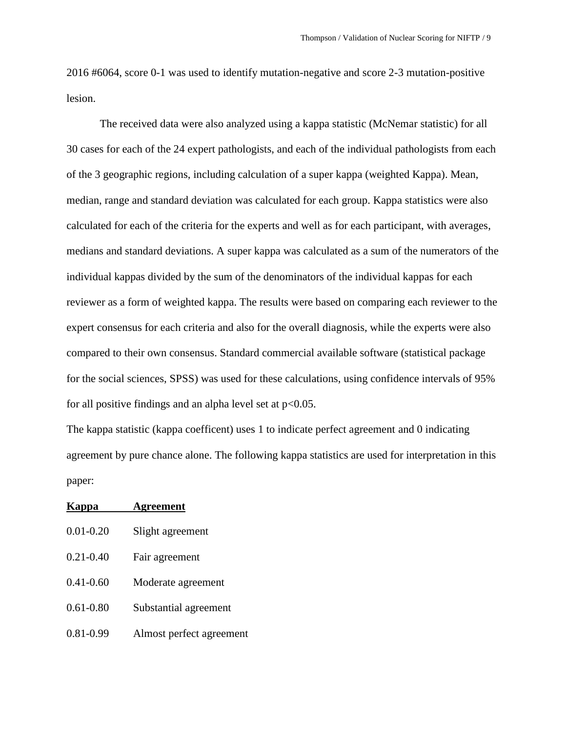2016 #6064, score 0-1 was used to identify mutation-negative and score 2-3 mutation-positive lesion.

The received data were also analyzed using a kappa statistic (McNemar statistic) for all 30 cases for each of the 24 expert pathologists, and each of the individual pathologists from each of the 3 geographic regions, including calculation of a super kappa (weighted Kappa). Mean, median, range and standard deviation was calculated for each group. Kappa statistics were also calculated for each of the criteria for the experts and well as for each participant, with averages, medians and standard deviations. A super kappa was calculated as a sum of the numerators of the individual kappas divided by the sum of the denominators of the individual kappas for each reviewer as a form of weighted kappa. The results were based on comparing each reviewer to the expert consensus for each criteria and also for the overall diagnosis, while the experts were also compared to their own consensus. Standard commercial available software (statistical package for the social sciences, SPSS) was used for these calculations, using confidence intervals of 95% for all positive findings and an alpha level set at $p<0.05$.

The kappa statistic (kappa coefficent) uses 1 to indicate perfect agreement and 0 indicating agreement by pure chance alone. The following kappa statistics are used for interpretation in this paper:

| Kappa | Agreement |
|---|---|
| 0.01-0.20 | Slight agreement |
| 0.21-0.40 | Fair agreement |
| 0.41-0.60 | Moderate agreement |
| 0.61-0.80 | Substantial agreement |
| 0.81-0.99 | Almost perfect agreement |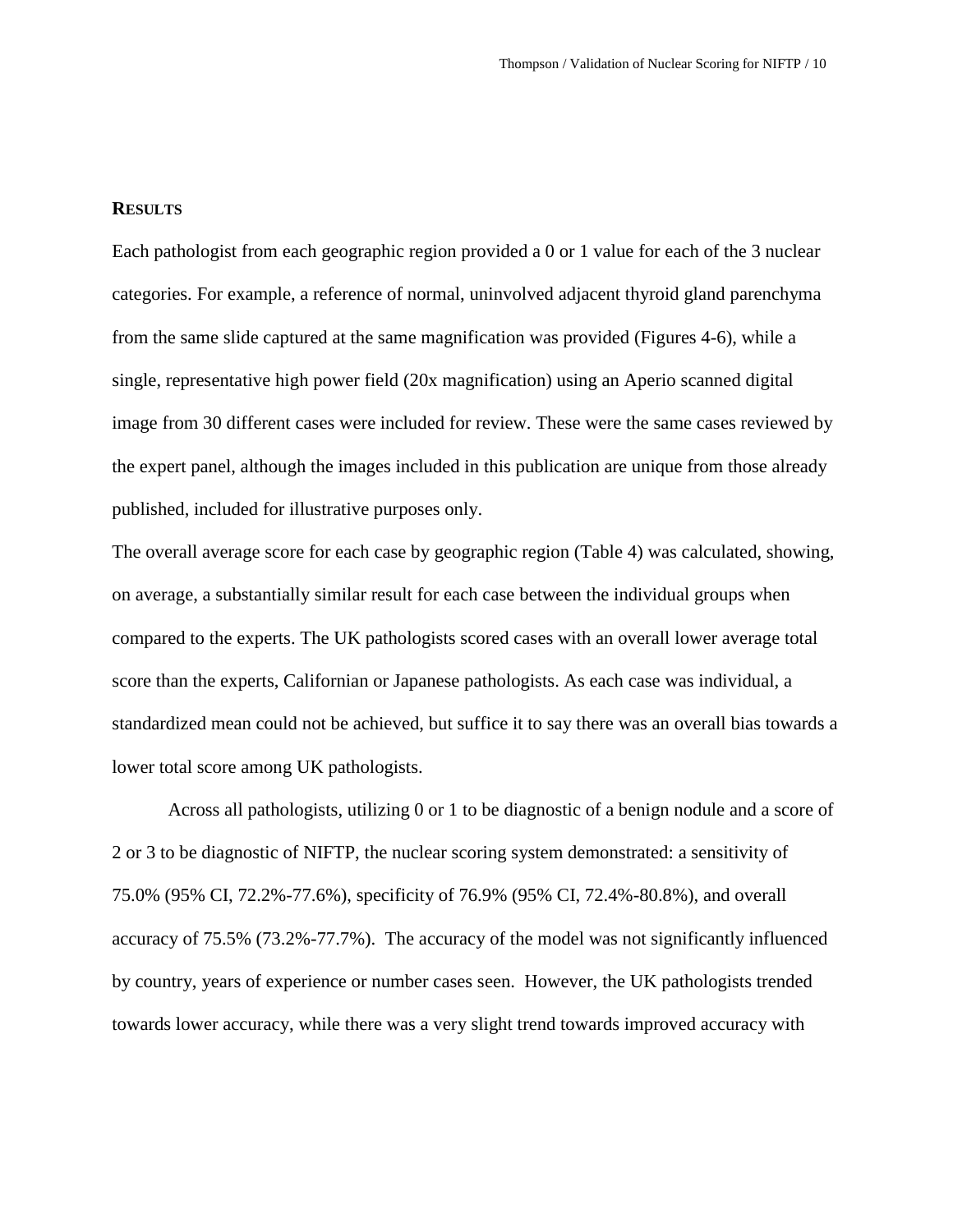## RESULTS

Each pathologist from each geographic region provided a 0 or 1 value for each of the 3 nuclear categories. For example, a reference of normal, uninvolved adjacent thyroid gland parenchyma from the same slide captured at the same magnification was provided (Figures 4-6), while a single, representative high power field (20x magnification) using an Aperio scanned digital image from 30 different cases were included for review. These were the same cases reviewed by the expert panel, although the images included in this publication are unique from those already published, included for illustrative purposes only.

The overall average score for each case by geographic region (Table 4) was calculated, showing, on average, a substantially similar result for each case between the individual groups when compared to the experts. The UK pathologists scored cases with an overall lower average total score than the experts, Californian or Japanese pathologists. As each case was individual, a standardized mean could not be achieved, but suffice it to say there was an overall bias towards a lower total score among UK pathologists.

Across all pathologists, utilizing 0 or 1 to be diagnostic of a benign nodule and a score of 2 or 3 to be diagnostic of NIFTP, the nuclear scoring system demonstrated: a sensitivity of 75.0% (95% CI, 72.2%-77.6%), specificity of 76.9% (95% CI, 72.4%-80.8%), and overall accuracy of 75.5% (73.2%-77.7%). The accuracy of the model was not significantly influenced by country, years of experience or number cases seen. However, the UK pathologists trended towards lower accuracy, while there was a very slight trend towards improved accuracy with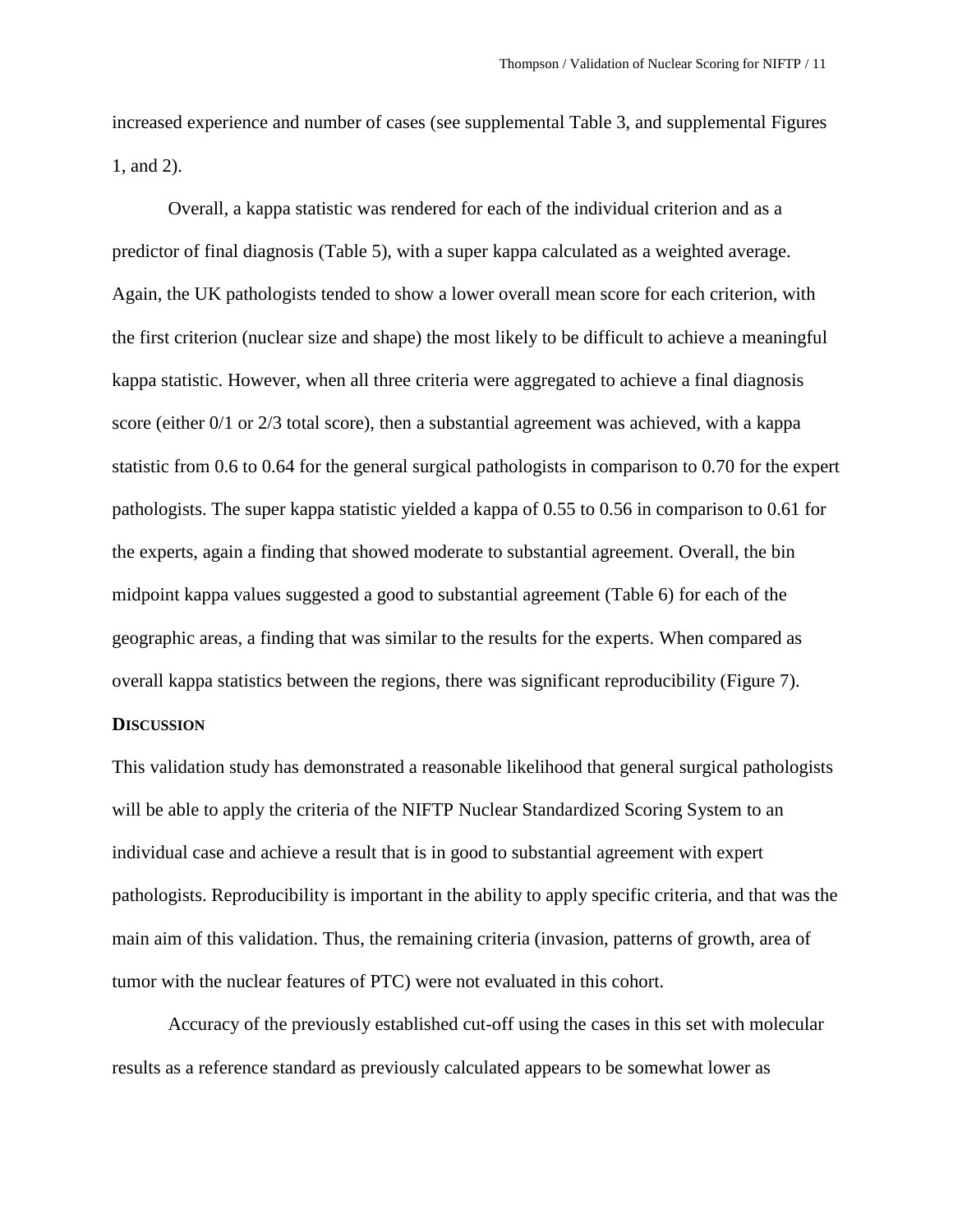increased experience and number of cases (see supplemental Table 3, and supplemental Figures 1, and 2).

Overall, a kappa statistic was rendered for each of the individual criterion and as a predictor of final diagnosis (Table 5), with a super kappa calculated as a weighted average. Again, the UK pathologists tended to show a lower overall mean score for each criterion, with the first criterion (nuclear size and shape) the most likely to be difficult to achieve a meaningful kappa statistic. However, when all three criteria were aggregated to achieve a final diagnosis score (either 0/1 or 2/3 total score), then a substantial agreement was achieved, with a kappa statistic from 0.6 to 0.64 for the general surgical pathologists in comparison to 0.70 for the expert pathologists. The super kappa statistic yielded a kappa of 0.55 to 0.56 in comparison to 0.61 for the experts, again a finding that showed moderate to substantial agreement. Overall, the bin midpoint kappa values suggested a good to substantial agreement (Table 6) for each of the geographic areas, a finding that was similar to the results for the experts. When compared as overall kappa statistics between the regions, there was significant reproducibility (Figure 7).

## DISCUSSION

This validation study has demonstrated a reasonable likelihood that general surgical pathologists will be able to apply the criteria of the NIFTP Nuclear Standardized Scoring System to an individual case and achieve a result that is in good to substantial agreement with expert pathologists. Reproducibility is important in the ability to apply specific criteria, and that was the main aim of this validation. Thus, the remaining criteria (invasion, patterns of growth, area of tumor with the nuclear features of PTC) were not evaluated in this cohort.

Accuracy of the previously established cut-off using the cases in this set with molecular results as a reference standard as previously calculated appears to be somewhat lower as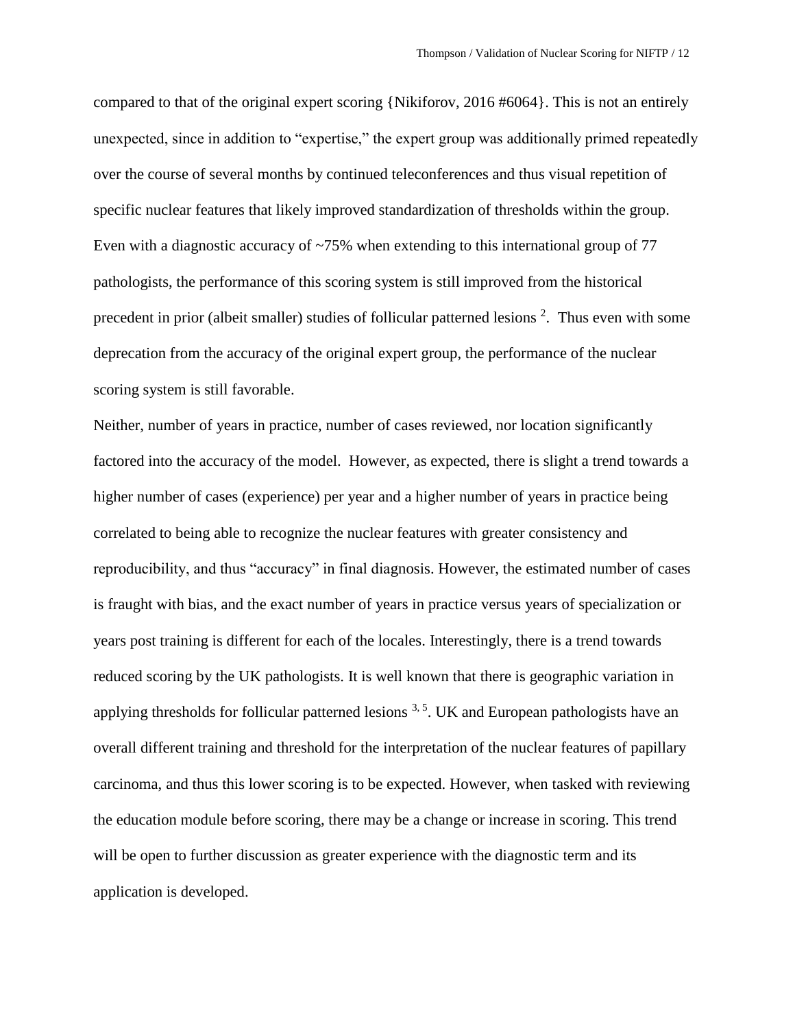compared to that of the original expert scoring {Nikiforov, 2016 #6064}. This is not an entirely unexpected, since in addition to "expertise," the expert group was additionally primed repeatedly over the course of several months by continued teleconferences and thus visual repetition of specific nuclear features that likely improved standardization of thresholds within the group. Even with a diagnostic accuracy of ~75% when extending to this international group of 77 pathologists, the performance of this scoring system is still improved from the historical precedent in prior (albeit smaller) studies of follicular patterned lesions [2]. Thus even with some deprecation from the accuracy of the original expert group, the performance of the nuclear scoring system is still favorable.

Neither, number of years in practice, number of cases reviewed, nor location significantly factored into the accuracy of the model. However, as expected, there is slight a trend towards a higher number of cases (experience) per year and a higher number of years in practice being correlated to being able to recognize the nuclear features with greater consistency and reproducibility, and thus "accuracy" in final diagnosis. However, the estimated number of cases is fraught with bias, and the exact number of years in practice versus years of specialization or years post training is different for each of the locales. Interestingly, there is a trend towards reduced scoring by the UK pathologists. It is well known that there is geographic variation in applying thresholds for follicular patterned lesions [3, 5]. UK and European pathologists have an overall different training and threshold for the interpretation of the nuclear features of papillary carcinoma, and thus this lower scoring is to be expected. However, when tasked with reviewing the education module before scoring, there may be a change or increase in scoring. This trend will be open to further discussion as greater experience with the diagnostic term and its application is developed.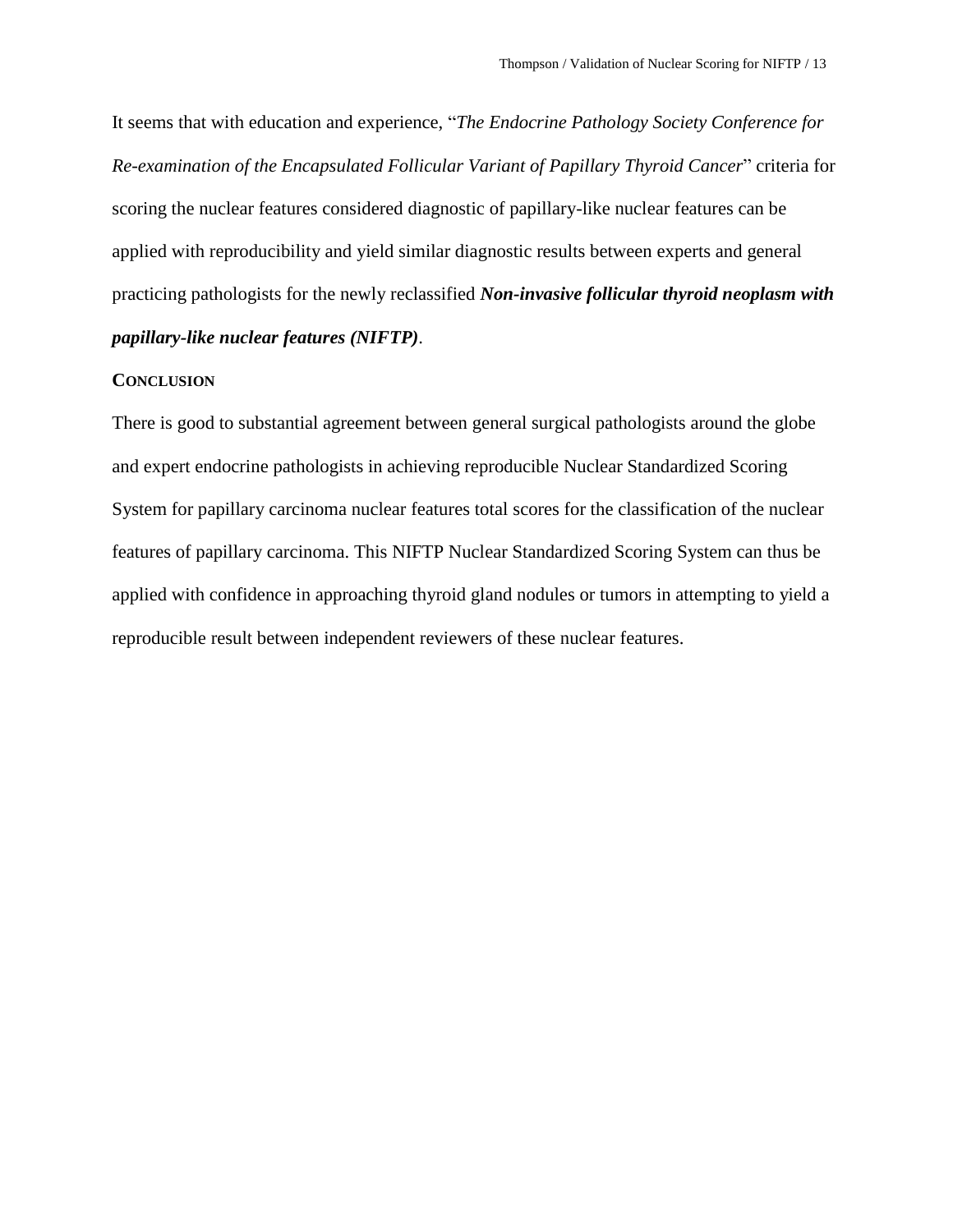It seems that with education and experience, "*The Endocrine Pathology Society Conference for Re-examination of the Encapsulated Follicular Variant of Papillary Thyroid Cancer*" criteria for scoring the nuclear features considered diagnostic of papillary-like nuclear features can be applied with reproducibility and yield similar diagnostic results between experts and general practicing pathologists for the newly reclassified ***Non-invasive follicular thyroid neoplasm with papillary-like nuclear features (NIFTP)***.

## CONCLUSION

There is good to substantial agreement between general surgical pathologists around the globe and expert endocrine pathologists in achieving reproducible Nuclear Standardized Scoring System for papillary carcinoma nuclear features total scores for the classification of the nuclear features of papillary carcinoma. This NIFTP Nuclear Standardized Scoring System can thus be applied with confidence in approaching thyroid gland nodules or tumors in attempting to yield a reproducible result between independent reviewers of these nuclear features.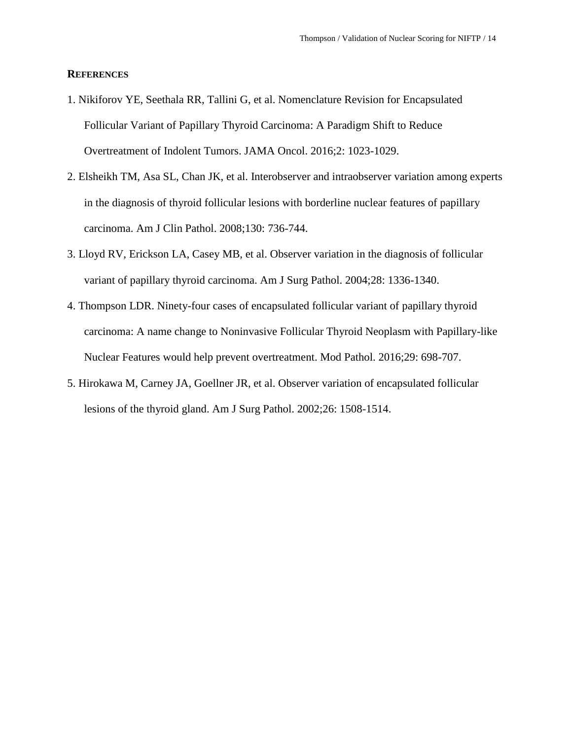## REFERENCES

1. Nikiforov YE, Seethala RR, Tallini G, et al. Nomenclature Revision for Encapsulated Follicular Variant of Papillary Thyroid Carcinoma: A Paradigm Shift to Reduce Overtreatment of Indolent Tumors. JAMA Oncol. 2016;2: 1023-1029.
2. Elsheikh TM, Asa SL, Chan JK, et al. Interobserver and intraobserver variation among experts in the diagnosis of thyroid follicular lesions with borderline nuclear features of papillary carcinoma. Am J Clin Pathol. 2008;130: 736-744.
3. Lloyd RV, Erickson LA, Casey MB, et al. Observer variation in the diagnosis of follicular variant of papillary thyroid carcinoma. Am J Surg Pathol. 2004;28: 1336-1340.
4. Thompson LDR. Ninety-four cases of encapsulated follicular variant of papillary thyroid carcinoma: A name change to Noninvasive Follicular Thyroid Neoplasm with Papillary-like Nuclear Features would help prevent overtreatment. Mod Pathol. 2016;29: 698-707.
5. Hirokawa M, Carney JA, Goellner JR, et al. Observer variation of encapsulated follicular lesions of the thyroid gland. Am J Surg Pathol. 2002;26: 1508-1514.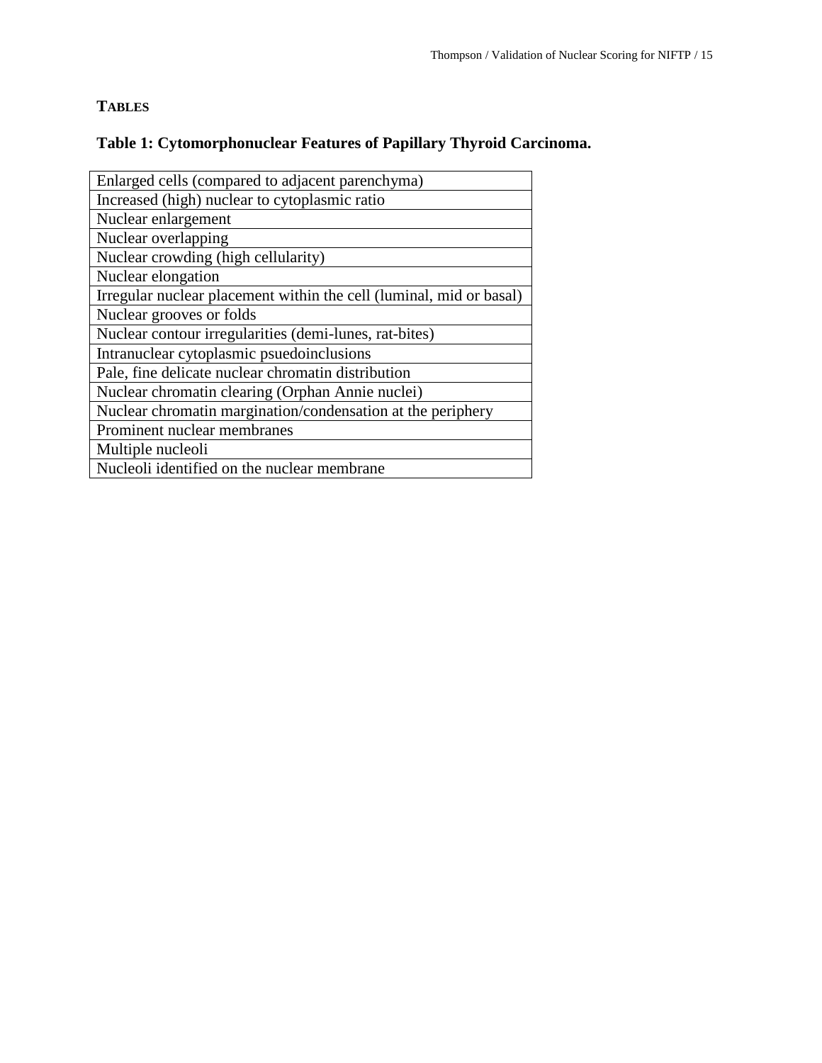## TABLES

### Table 1: Cytomorphonuclear Features of Papillary Thyroid Carcinoma.

| Feature |
|---|
| Enlarged cells (compared to adjacent parenchyma) |
| Increased (high) nuclear to cytoplasmic ratio |
| Nuclear enlargement |
| Nuclear overlapping |
| Nuclear crowding (high cellularity) |
| Nuclear elongation |
| Irregular nuclear placement within the cell (luminal, mid or basal) |
| Nuclear grooves or folds |
| Nuclear contour irregularities (demi-lunes, rat-bites) |
| Intranuclear cytoplasmic psuedoinclusions |
| Pale, fine delicate nuclear chromatin distribution |
| Nuclear chromatin clearing (Orphan Annie nuclei) |
| Nuclear chromatin margination/condensation at the periphery |
| Prominent nuclear membranes |
| Multiple nucleoli |
| Nucleoli identified on the nuclear membrane |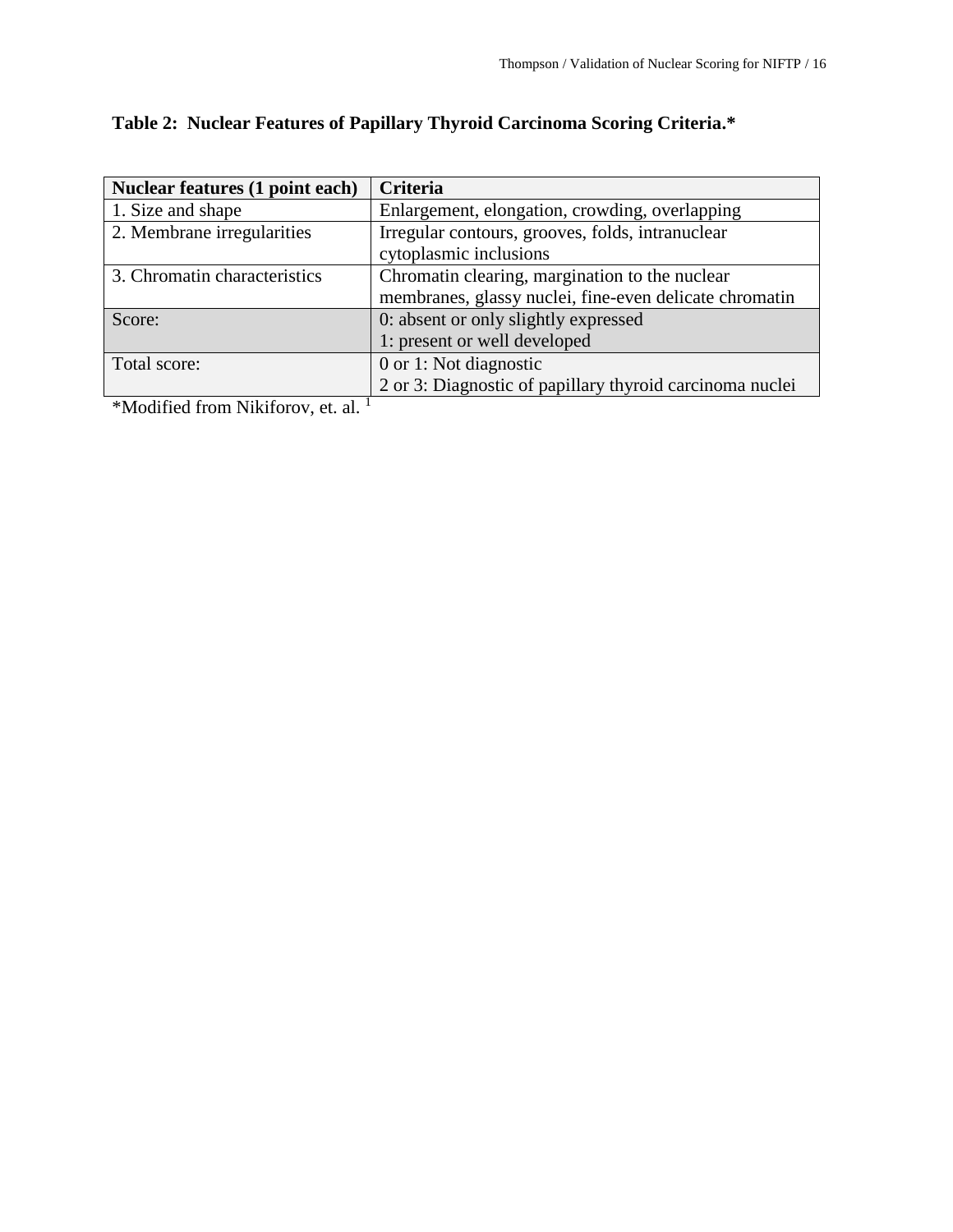**Table 2: Nuclear Features of Papillary Thyroid Carcinoma Scoring Criteria.***

| Nuclear features (1 point each) | Criteria |
|---|---|
| 1. Size and shape | Enlargement, elongation, crowding, overlapping |
| 2. Membrane irregularities | Irregular contours, grooves, folds, intranuclear cytoplasmic inclusions |
| 3. Chromatin characteristics | Chromatin clearing, margination to the nuclear membranes, glassy nuclei, fine-even delicate chromatin |
| Score: | 0: absent or only slightly expressed<br>1: present or well developed |
| Total score: | 0 or 1: Not diagnostic<br>2 or 3: Diagnostic of papillary thyroid carcinoma nuclei |

*Modified from Nikiforov, et. al. [1]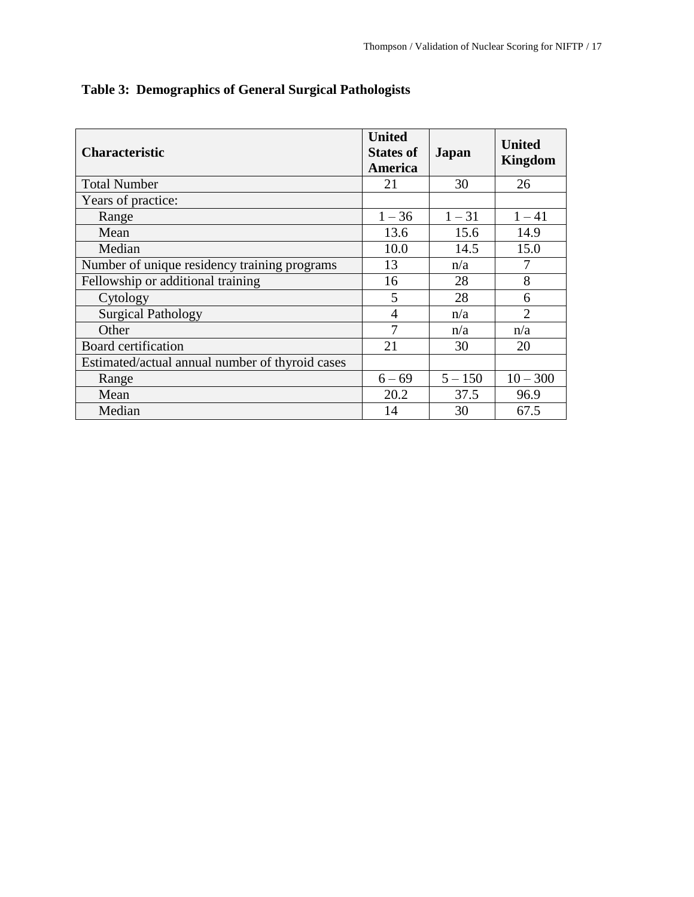**Table 3: Demographics of General Surgical Pathologists**

| Characteristic | United States of America | Japan | United Kingdom |
|---|---|---|---|
| Total Number | 21 | 30 | 26 |
| Years of practice: | | | |
| Range | 1 – 36 | 1 – 31 | 1 – 41 |
| Mean | 13.6 | 15.6 | 14.9 |
| Median | 10.0 | 14.5 | 15.0 |
| Number of unique residency training programs | 13 | n/a | 7 |
| Fellowship or additional training | 16 | 28 | 8 |
| Cytology | 5 | 28 | 6 |
| Surgical Pathology | 4 | n/a | 2 |
| Other | 7 | n/a | n/a |
| Board certification | 21 | 30 | 20 |
| Estimated/actual annual number of thyroid cases | | | |
| Range | 6 – 69 | 5 – 150 | 10 – 300 |
| Mean | 20.2 | 37.5 | 96.9 |
| Median | 14 | 30 | 67.5 |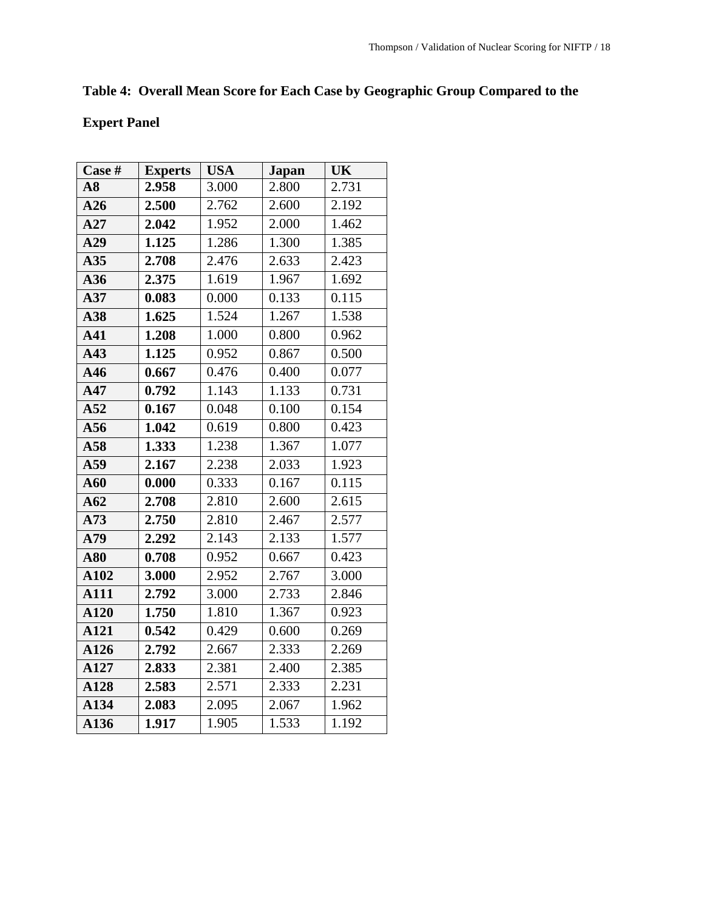**Table 4: Overall Mean Score for Each Case by Geographic Group Compared to the Expert Panel**

| Case # | Experts | USA | Japan | UK |
|---|---|---|---|---|
| **A8** | **2.958** | 3.000 | 2.800 | 2.731 |
| **A26** | **2.500** | 2.762 | 2.600 | 2.192 |
| **A27** | **2.042** | 1.952 | 2.000 | 1.462 |
| **A29** | **1.125** | 1.286 | 1.300 | 1.385 |
| **A35** | **2.708** | 2.476 | 2.633 | 2.423 |
| **A36** | **2.375** | 1.619 | 1.967 | 1.692 |
| **A37** | **0.083** | 0.000 | 0.133 | 0.115 |
| **A38** | **1.625** | 1.524 | 1.267 | 1.538 |
| **A41** | **1.208** | 1.000 | 0.800 | 0.962 |
| **A43** | **1.125** | 0.952 | 0.867 | 0.500 |
| **A46** | **0.667** | 0.476 | 0.400 | 0.077 |
| **A47** | **0.792** | 1.143 | 1.133 | 0.731 |
| **A52** | **0.167** | 0.048 | 0.100 | 0.154 |
| **A56** | **1.042** | 0.619 | 0.800 | 0.423 |
| **A58** | **1.333** | 1.238 | 1.367 | 1.077 |
| **A59** | **2.167** | 2.238 | 2.033 | 1.923 |
| **A60** | **0.000** | 0.333 | 0.167 | 0.115 |
| **A62** | **2.708** | 2.810 | 2.600 | 2.615 |
| **A73** | **2.750** | 2.810 | 2.467 | 2.577 |
| **A79** | **2.292** | 2.143 | 2.133 | 1.577 |
| **A80** | **0.708** | 0.952 | 0.667 | 0.423 |
| **A102** | **3.000** | 2.952 | 2.767 | 3.000 |
| **A111** | **2.792** | 3.000 | 2.733 | 2.846 |
| **A120** | **1.750** | 1.810 | 1.367 | 0.923 |
| **A121** | **0.542** | 0.429 | 0.600 | 0.269 |
| **A126** | **2.792** | 2.667 | 2.333 | 2.269 |
| **A127** | **2.833** | 2.381 | 2.400 | 2.385 |
| **A128** | **2.583** | 2.571 | 2.333 | 2.231 |
| **A134** | **2.083** | 2.095 | 2.067 | 1.962 |
| **A136** | **1.917** | 1.905 | 1.533 | 1.192 |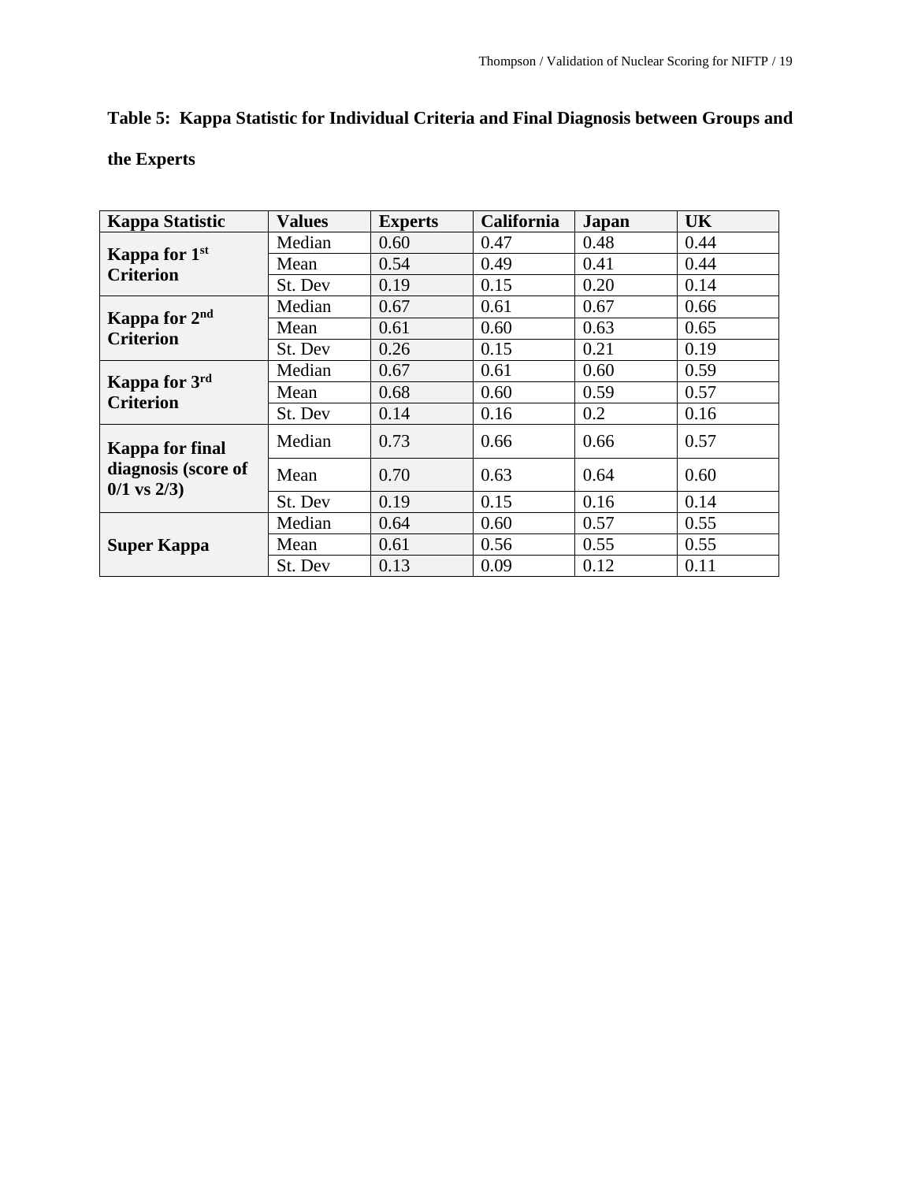**Table 5: Kappa Statistic for Individual Criteria and Final Diagnosis between Groups and the Experts**

| Kappa Statistic | Values | Experts | California | Japan | UK |
|---|---|---|---|---|---|
| **Kappa for 1st Criterion** | Median | 0.60 | 0.47 | 0.48 | 0.44 |
| | Mean | 0.54 | 0.49 | 0.41 | 0.44 |
| | St. Dev | 0.19 | 0.15 | 0.20 | 0.14 |
| **Kappa for 2nd Criterion** | Median | 0.67 | 0.61 | 0.67 | 0.66 |
| | Mean | 0.61 | 0.60 | 0.63 | 0.65 |
| | St. Dev | 0.26 | 0.15 | 0.21 | 0.19 |
| **Kappa for 3rd Criterion** | Median | 0.67 | 0.61 | 0.60 | 0.59 |
| | Mean | 0.68 | 0.60 | 0.59 | 0.57 |
| | St. Dev | 0.14 | 0.16 | 0.2 | 0.16 |
| **Kappa for final diagnosis (score of 0/1 vs 2/3)** | Median | 0.73 | 0.66 | 0.66 | 0.57 |
| | Mean | 0.70 | 0.63 | 0.64 | 0.60 |
| | St. Dev | 0.19 | 0.15 | 0.16 | 0.14 |
| **Super Kappa** | Median | 0.64 | 0.60 | 0.57 | 0.55 |
| | Mean | 0.61 | 0.56 | 0.55 | 0.55 |
| | St. Dev | 0.13 | 0.09 | 0.12 | 0.11 |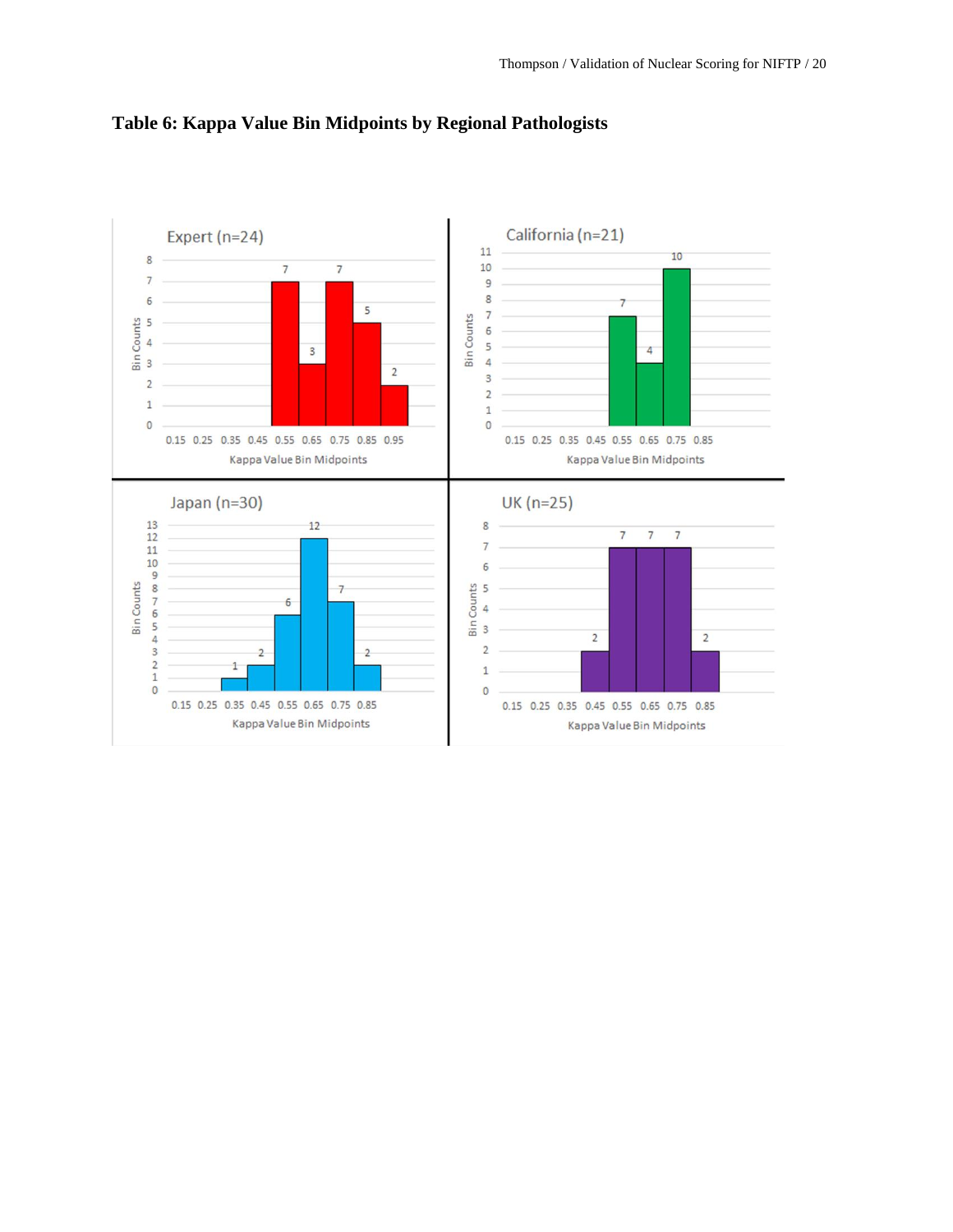**Table 6: Kappa Value Bin Midpoints by Regional Pathologists**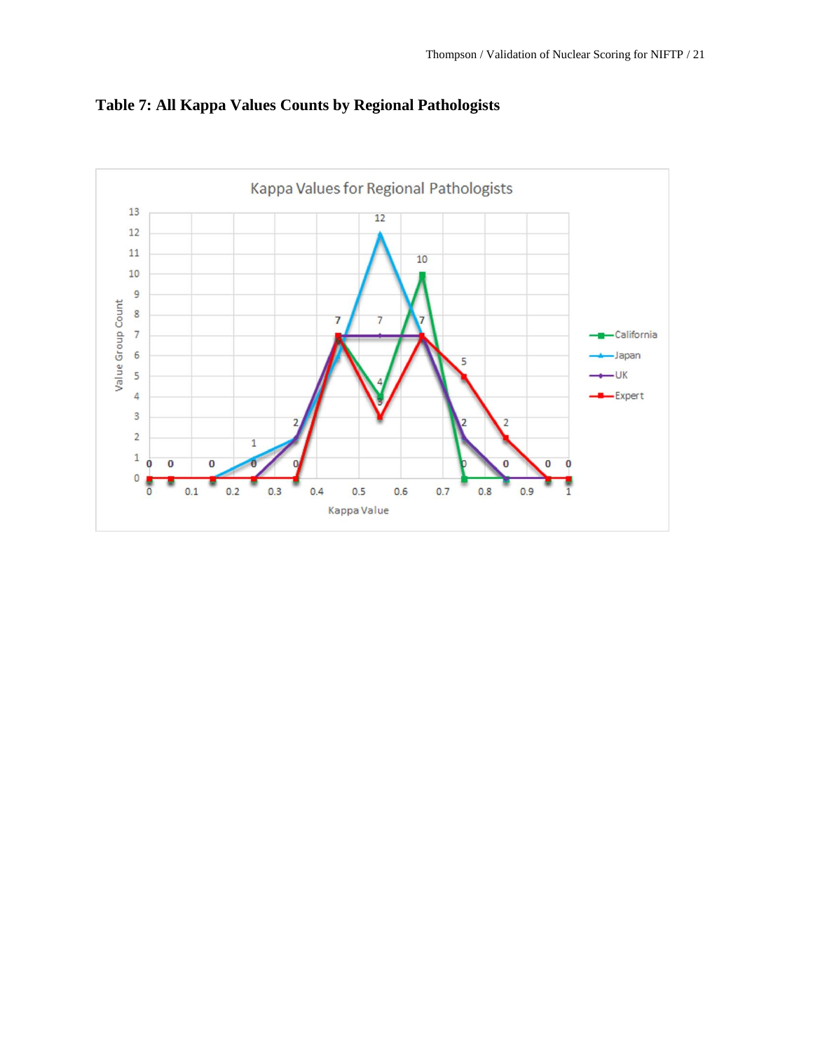**Table 7: All Kappa Values Counts by Regional Pathologists**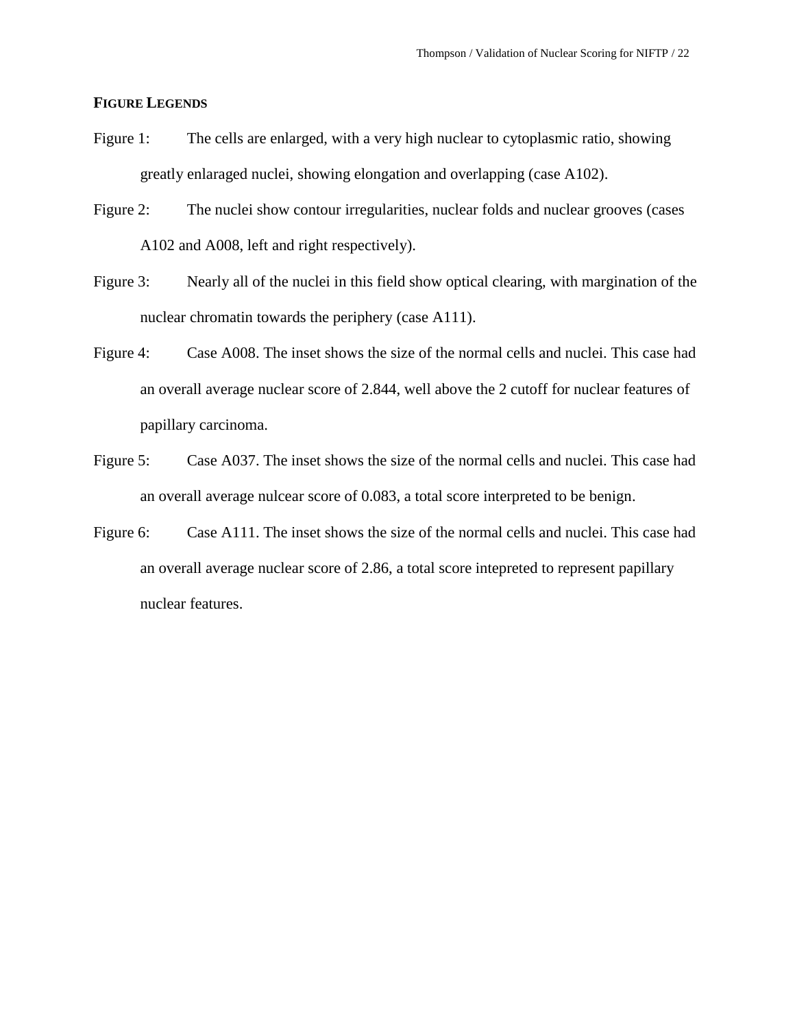## FIGURE LEGENDS

Figure 1: The cells are enlarged, with a very high nuclear to cytoplasmic ratio, showing greatly enlaraged nuclei, showing elongation and overlapping (case A102).

Figure 2: The nuclei show contour irregularities, nuclear folds and nuclear grooves (cases A102 and A008, left and right respectively).

Figure 3: Nearly all of the nuclei in this field show optical clearing, with margination of the nuclear chromatin towards the periphery (case A111).

Figure 4: Case A008. The inset shows the size of the normal cells and nuclei. This case had an overall average nuclear score of 2.844, well above the 2 cutoff for nuclear features of papillary carcinoma.

Figure 5: Case A037. The inset shows the size of the normal cells and nuclei. This case had an overall average nulcear score of 0.083, a total score interpreted to be benign.

Figure 6: Case A111. The inset shows the size of the normal cells and nuclei. This case had an overall average nuclear score of 2.86, a total score intepreted to represent papillary nuclear features.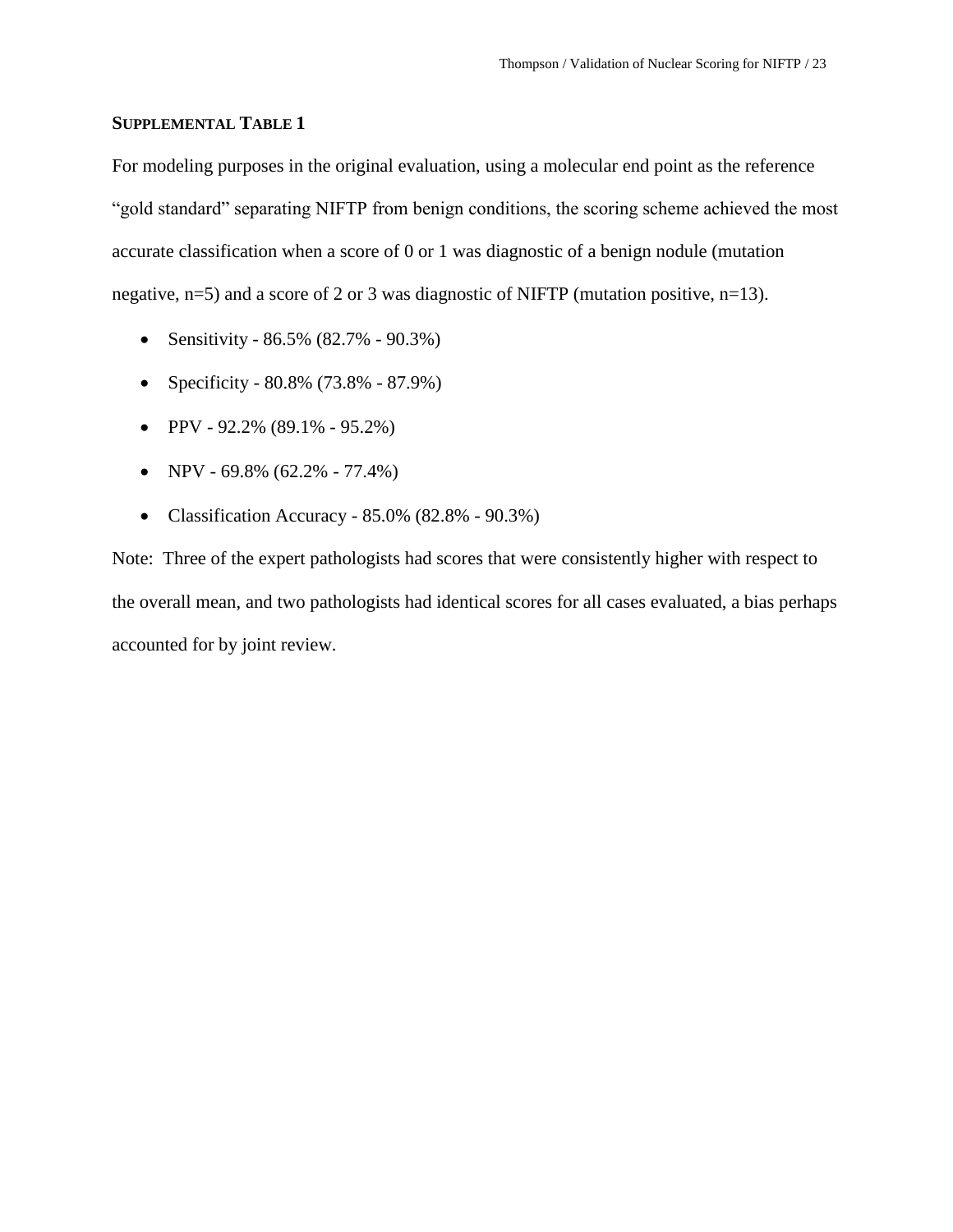## SUPPLEMENTAL TABLE 1

For modeling purposes in the original evaluation, using a molecular end point as the reference "gold standard" separating NIFTP from benign conditions, the scoring scheme achieved the most accurate classification when a score of 0 or 1 was diagnostic of a benign nodule (mutation negative, n=5) and a score of 2 or 3 was diagnostic of NIFTP (mutation positive, n=13).

- Sensitivity - 86.5% (82.7% - 90.3%)
- Specificity - 80.8% (73.8% - 87.9%)
- PPV - 92.2% (89.1% - 95.2%)
- NPV - 69.8% (62.2% - 77.4%)
- Classification Accuracy - 85.0% (82.8% - 90.3%)

Note: Three of the expert pathologists had scores that were consistently higher with respect to the overall mean, and two pathologists had identical scores for all cases evaluated, a bias perhaps accounted for by joint review.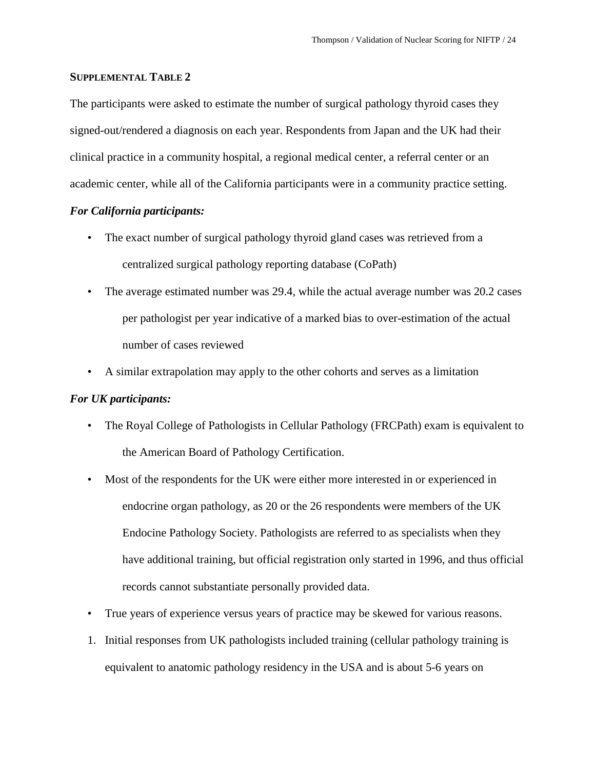**SUPPLEMENTAL TABLE 2**

The participants were asked to estimate the number of surgical pathology thyroid cases they signed-out/rendered a diagnosis on each year. Respondents from Japan and the UK had their clinical practice in a community hospital, a regional medical center, a referral center or an academic center, while all of the California participants were in a community practice setting.

***For California participants:***

- The exact number of surgical pathology thyroid gland cases was retrieved from a centralized surgical pathology reporting database (CoPath)
- The average estimated number was 29.4, while the actual average number was 20.2 cases per pathologist per year indicative of a marked bias to over-estimation of the actual number of cases reviewed
- A similar extrapolation may apply to the other cohorts and serves as a limitation

***For UK participants:***

- The Royal College of Pathologists in Cellular Pathology (FRCPath) exam is equivalent to the American Board of Pathology Certification.
- Most of the respondents for the UK were either more interested in or experienced in endocrine organ pathology, as 20 or the 26 respondents were members of the UK Endocine Pathology Society. Pathologists are referred to as specialists when they have additional training, but official registration only started in 1996, and thus official records cannot substantiate personally provided data.
- True years of experience versus years of practice may be skewed for various reasons.

1. Initial responses from UK pathologists included training (cellular pathology training is equivalent to anatomic pathology residency in the USA and is about 5-6 years on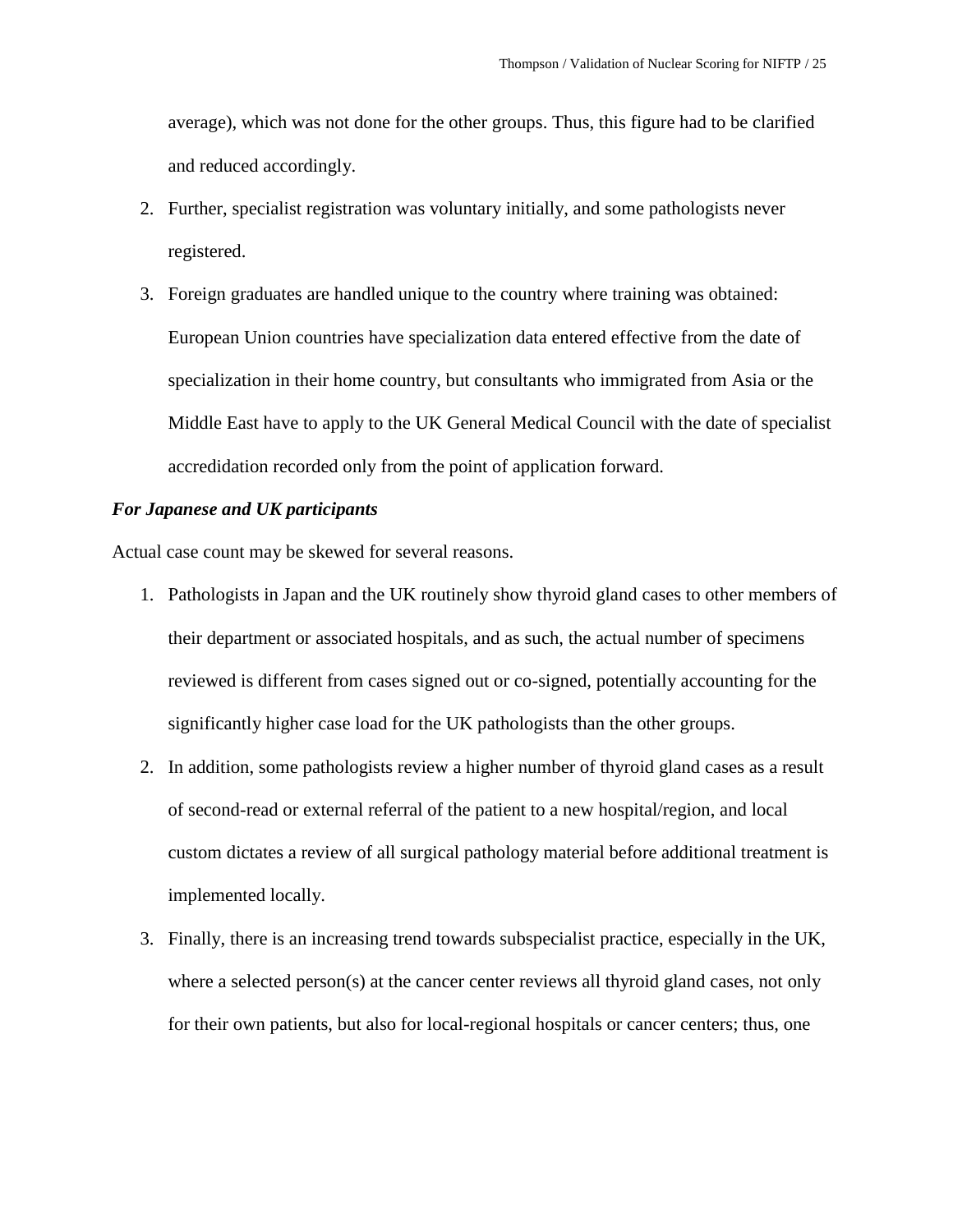average), which was not done for the other groups. Thus, this figure had to be clarified and reduced accordingly.

2. Further, specialist registration was voluntary initially, and some pathologists never registered.
3. Foreign graduates are handled unique to the country where training was obtained: European Union countries have specialization data entered effective from the date of specialization in their home country, but consultants who immigrated from Asia or the Middle East have to apply to the UK General Medical Council with the date of specialist accredidation recorded only from the point of application forward.

***For Japanese and UK participants***

Actual case count may be skewed for several reasons.

1. Pathologists in Japan and the UK routinely show thyroid gland cases to other members of their department or associated hospitals, and as such, the actual number of specimens reviewed is different from cases signed out or co-signed, potentially accounting for the significantly higher case load for the UK pathologists than the other groups.
2. In addition, some pathologists review a higher number of thyroid gland cases as a result of second-read or external referral of the patient to a new hospital/region, and local custom dictates a review of all surgical pathology material before additional treatment is implemented locally.
3. Finally, there is an increasing trend towards subspecialist practice, especially in the UK, where a selected person(s) at the cancer center reviews all thyroid gland cases, not only for their own patients, but also for local-regional hospitals or cancer centers; thus, one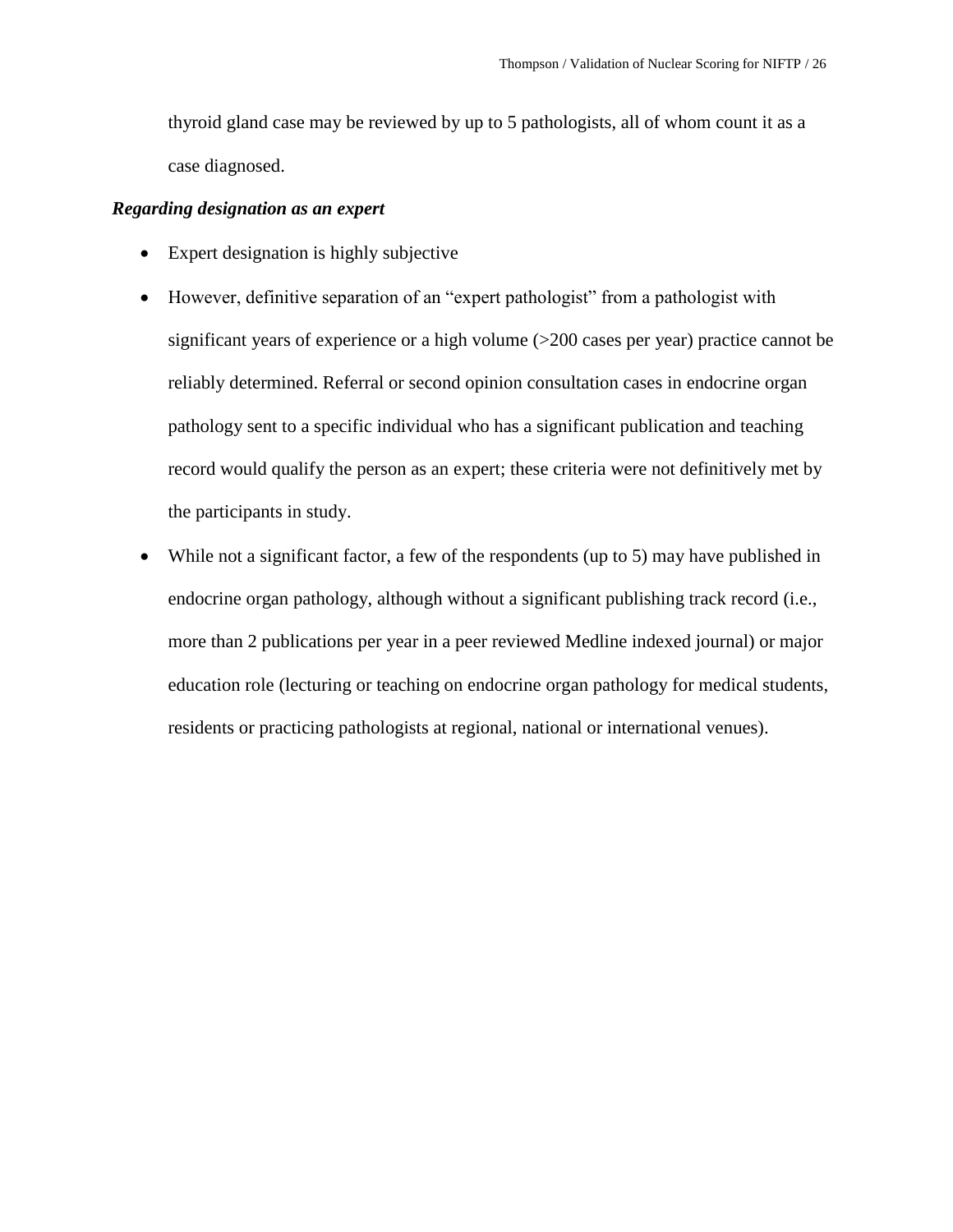thyroid gland case may be reviewed by up to 5 pathologists, all of whom count it as a case diagnosed.

***Regarding designation as an expert***

- Expert designation is highly subjective
- However, definitive separation of an "expert pathologist" from a pathologist with significant years of experience or a high volume (>200 cases per year) practice cannot be reliably determined. Referral or second opinion consultation cases in endocrine organ pathology sent to a specific individual who has a significant publication and teaching record would qualify the person as an expert; these criteria were not definitively met by the participants in study.
- While not a significant factor, a few of the respondents (up to 5) may have published in endocrine organ pathology, although without a significant publishing track record (i.e., more than 2 publications per year in a peer reviewed Medline indexed journal) or major education role (lecturing or teaching on endocrine organ pathology for medical students, residents or practicing pathologists at regional, national or international venues).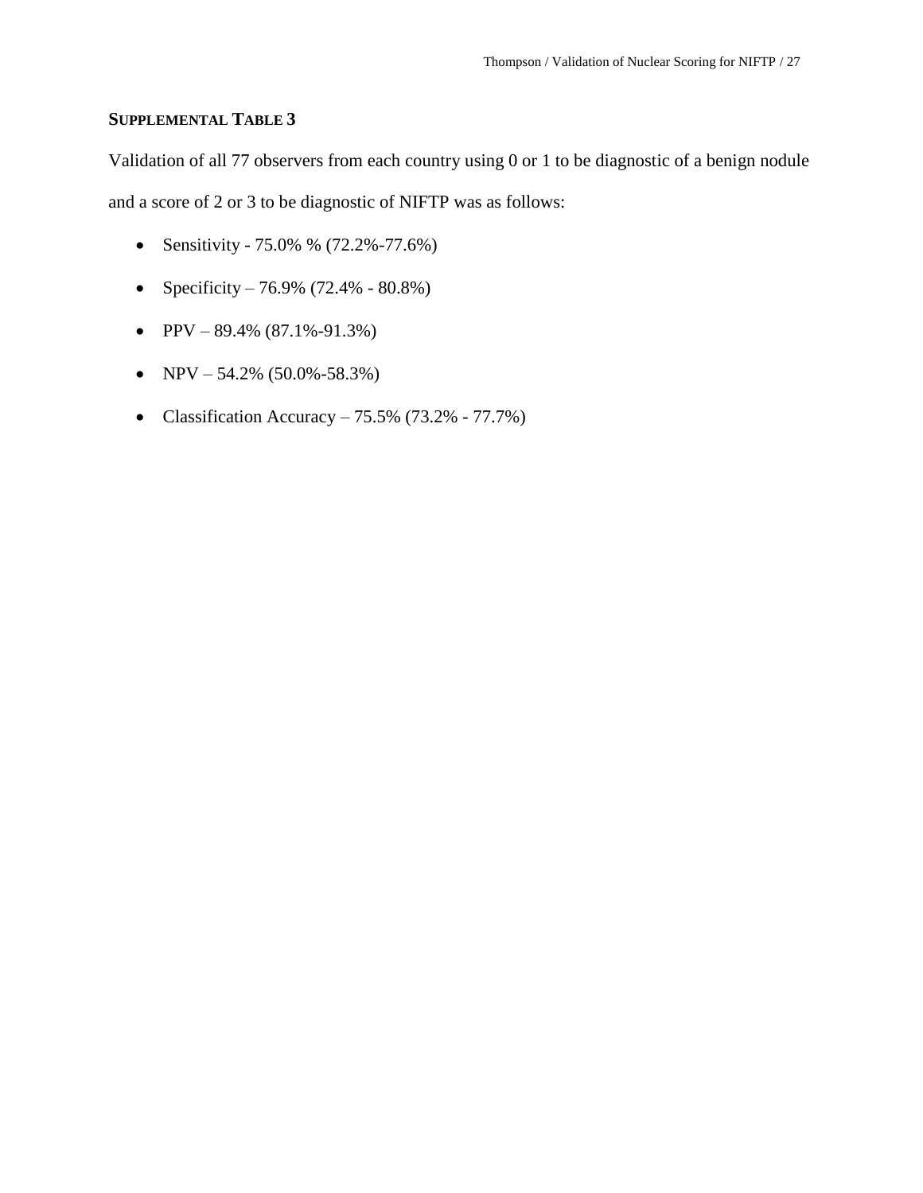## SUPPLEMENTAL TABLE 3

Validation of all 77 observers from each country using 0 or 1 to be diagnostic of a benign nodule and a score of 2 or 3 to be diagnostic of NIFTP was as follows:

- Sensitivity - 75.0% % (72.2%-77.6%)
- Specificity – 76.9% (72.4% - 80.8%)
- PPV – 89.4% (87.1%-91.3%)
- NPV – 54.2% (50.0%-58.3%)
- Classification Accuracy – 75.5% (73.2% - 77.7%)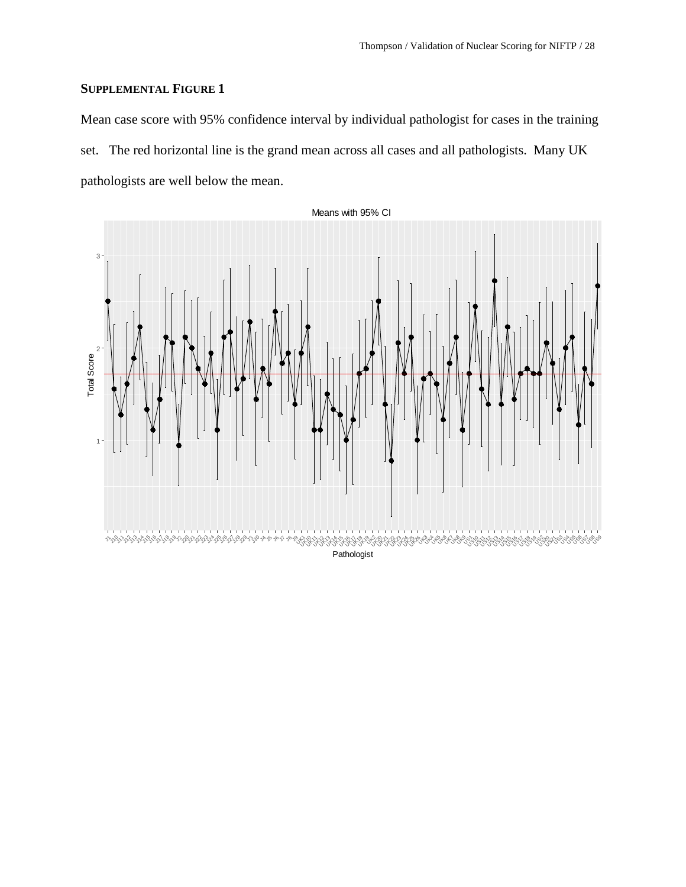## SUPPLEMENTAL FIGURE 1

Mean case score with 95% confidence interval by individual pathologist for cases in the training set. The red horizontal line is the grand mean across all cases and all pathologists. Many UK pathologists are well below the mean.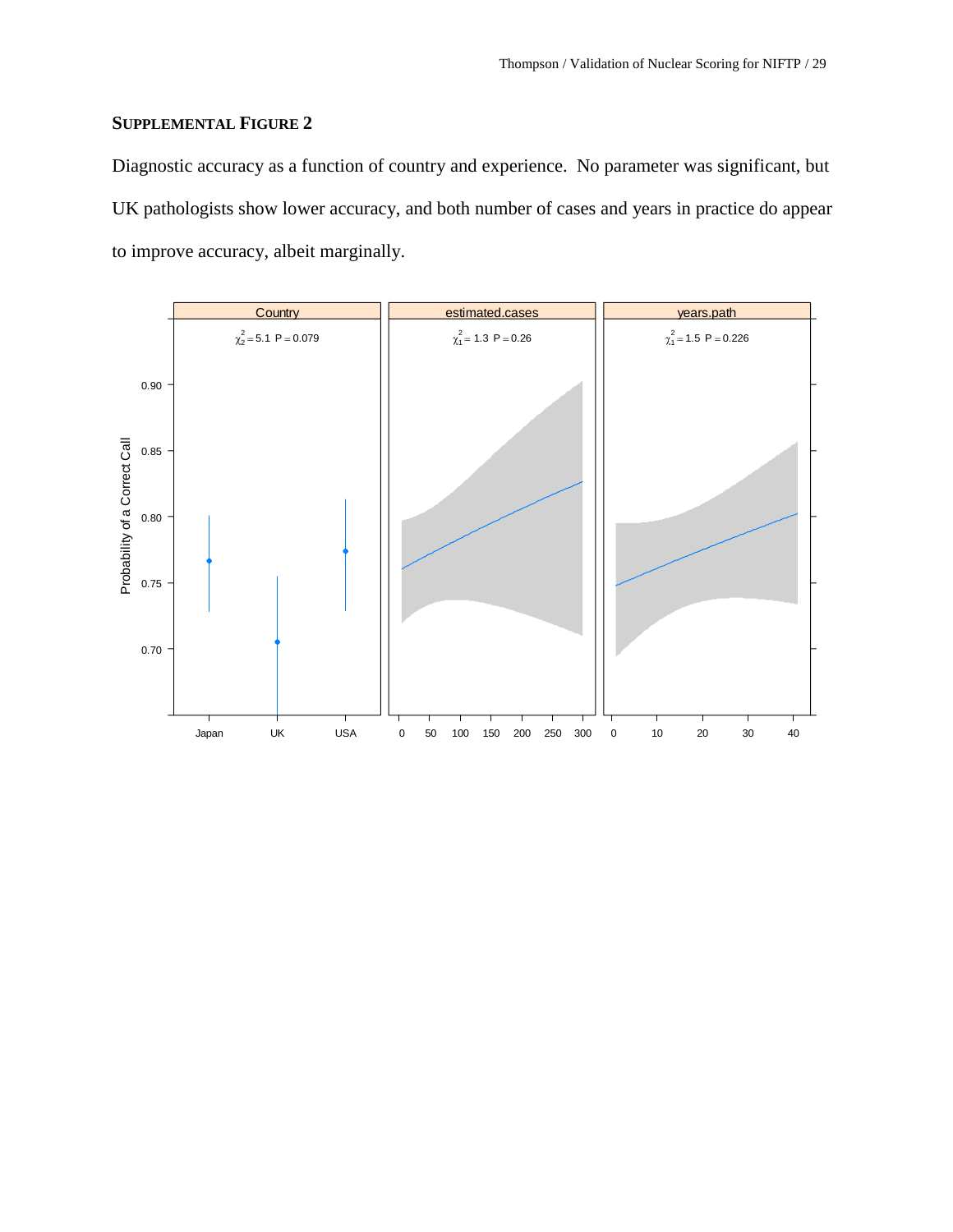## SUPPLEMENTAL FIGURE 2

Diagnostic accuracy as a function of country and experience. No parameter was significant, but UK pathologists show lower accuracy, and both number of cases and years in practice do appear to improve accuracy, albeit marginally.

Country

$\chi^2_2 = 5.1$ P = 0.079

estimated.cases

$\chi^2_1 = 1.3$ P = 0.26

years.path

$\chi^2_1 = 1.5$ P = 0.226

Probability of a Correct Call

0.90

0.85

0.80

0.75

0.70

Japan UK USA

0 50 100 150 200 250 300

0 10 20 30 40